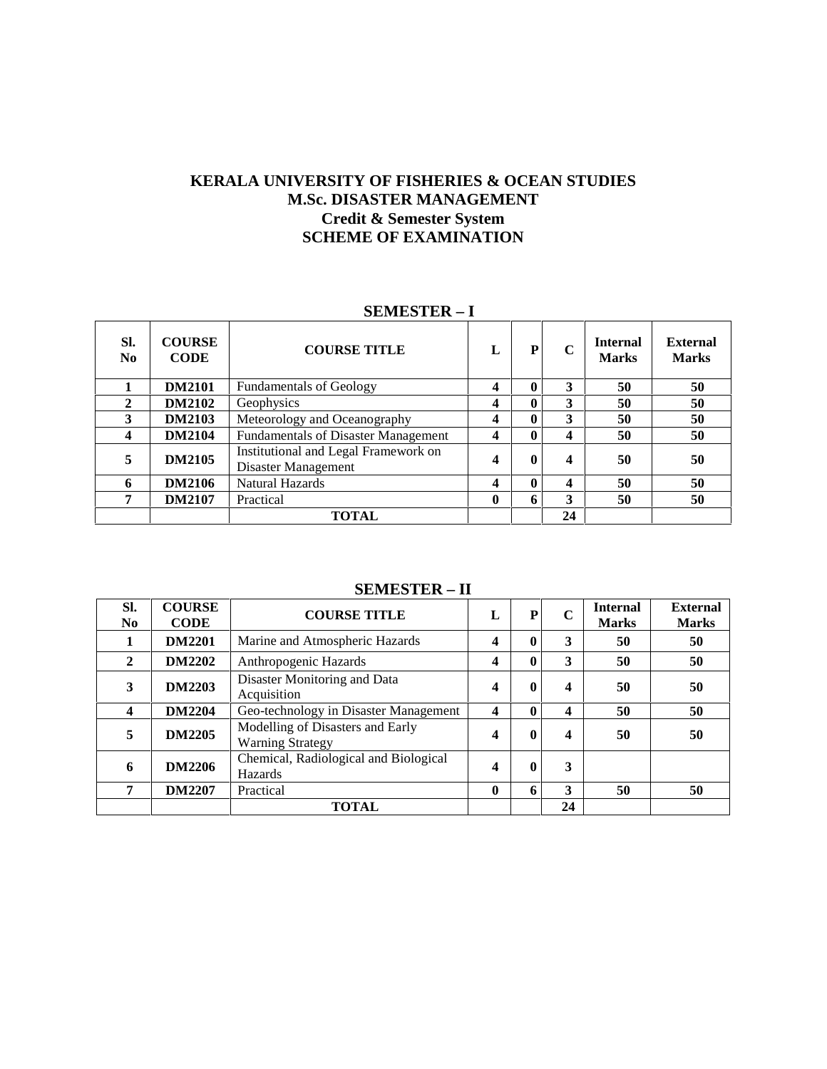# KERALA UNIVERSITY OF FISHERIES & OCEAN STUDIES
## M.Sc. DISASTER MANAGEMENT
### Credit & Semester System
### SCHEME OF EXAMINATION

**SEMESTER – I**

| Sl. No | COURSE CODE | COURSE TITLE | L | P | C | Internal Marks | External Marks |
|---|---|---|---|---|---|---|---|
| 1 | DM2101 | Fundamentals of Geology | 4 | 0 | 3 | 50 | 50 |
| 2 | DM2102 | Geophysics | 4 | 0 | 3 | 50 | 50 |
| 3 | DM2103 | Meteorology and Oceanography | 4 | 0 | 3 | 50 | 50 |
| 4 | DM2104 | Fundamentals of Disaster Management | 4 | 0 | 4 | 50 | 50 |
| 5 | DM2105 | Institutional and Legal Framework on Disaster Management | 4 | 0 | 4 | 50 | 50 |
| 6 | DM2106 | Natural Hazards | 4 | 0 | 4 | 50 | 50 |
| 7 | DM2107 | Practical | 0 | 6 | 3 | 50 | 50 |
| | | TOTAL | | | 24 | | |

**SEMESTER – II**

| Sl. No | COURSE CODE | COURSE TITLE | L | P | C | Internal Marks | External Marks |
|---|---|---|---|---|---|---|---|
| 1 | DM2201 | Marine and Atmospheric Hazards | 4 | 0 | 3 | 50 | 50 |
| 2 | DM2202 | Anthropogenic Hazards | 4 | 0 | 3 | 50 | 50 |
| 3 | DM2203 | Disaster Monitoring and Data Acquisition | 4 | 0 | 4 | 50 | 50 |
| 4 | DM2204 | Geo-technology in Disaster Management | 4 | 0 | 4 | 50 | 50 |
| 5 | DM2205 | Modelling of Disasters and Early Warning Strategy | 4 | 0 | 4 | 50 | 50 |
| 6 | DM2206 | Chemical, Radiological and Biological Hazards | 4 | 0 | 3 | | |
| 7 | DM2207 | Practical | 0 | 6 | 3 | 50 | 50 |
| | | TOTAL | | | 24 | | |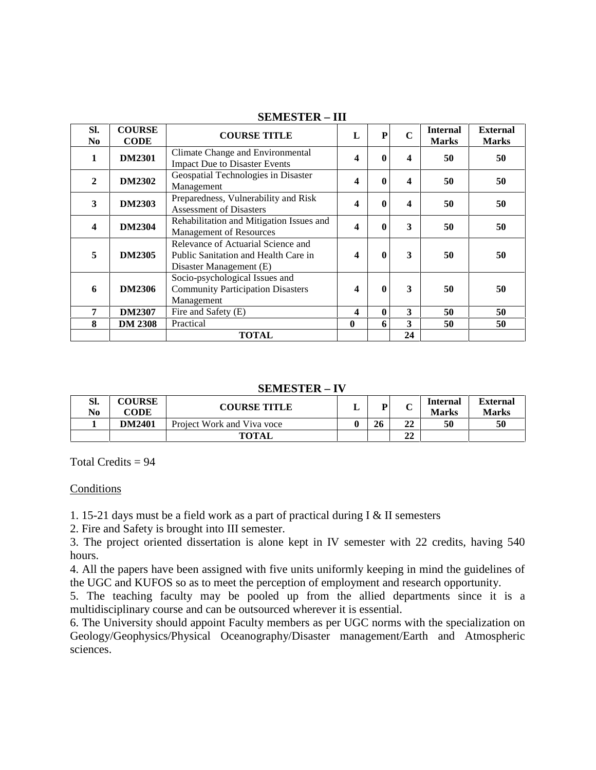## SEMESTER – III

| Sl. No | COURSE CODE | COURSE TITLE | L | P | C | Internal Marks | External Marks |
|---|---|---|---|---|---|---|---|
| 1 | DM2301 | Climate Change and Environmental Impact Due to Disaster Events | 4 | 0 | 4 | 50 | 50 |
| 2 | DM2302 | Geospatial Technologies in Disaster Management | 4 | 0 | 4 | 50 | 50 |
| 3 | DM2303 | Preparedness, Vulnerability and Risk Assessment of Disasters | 4 | 0 | 4 | 50 | 50 |
| 4 | DM2304 | Rehabilitation and Mitigation Issues and Management of Resources | 4 | 0 | 3 | 50 | 50 |
| 5 | DM2305 | Relevance of Actuarial Science and Public Sanitation and Health Care in Disaster Management (E) | 4 | 0 | 3 | 50 | 50 |
| 6 | DM2306 | Socio-psychological Issues and Community Participation Disasters Management | 4 | 0 | 3 | 50 | 50 |
| 7 | DM2307 | Fire and Safety (E) | 4 | 0 | 3 | 50 | 50 |
| 8 | DM 2308 | Practical | 0 | 6 | 3 | 50 | 50 |
| | | **TOTAL** | | | 24 | | |

## SEMESTER – IV

| Sl. No | COURSE CODE | COURSE TITLE | L | P | C | Internal Marks | External Marks |
|---|---|---|---|---|---|---|---|
| 1 | DM2401 | Project Work and Viva voce | 0 | 26 | 22 | 50 | 50 |
| | | **TOTAL** | | | 22 | | |

Total Credits = 94

<u>Conditions</u>

1. 15-21 days must be a field work as a part of practical during I & II semesters
2. Fire and Safety is brought into III semester.
3. The project oriented dissertation is alone kept in IV semester with 22 credits, having 540 hours.
4. All the papers have been assigned with five units uniformly keeping in mind the guidelines of the UGC and KUFOS so as to meet the perception of employment and research opportunity.
5. The teaching faculty may be pooled up from the allied departments since it is a multidisciplinary course and can be outsourced wherever it is essential.
6. The University should appoint Faculty members as per UGC norms with the specialization on Geology/Geophysics/Physical Oceanography/Disaster management/Earth and Atmospheric sciences.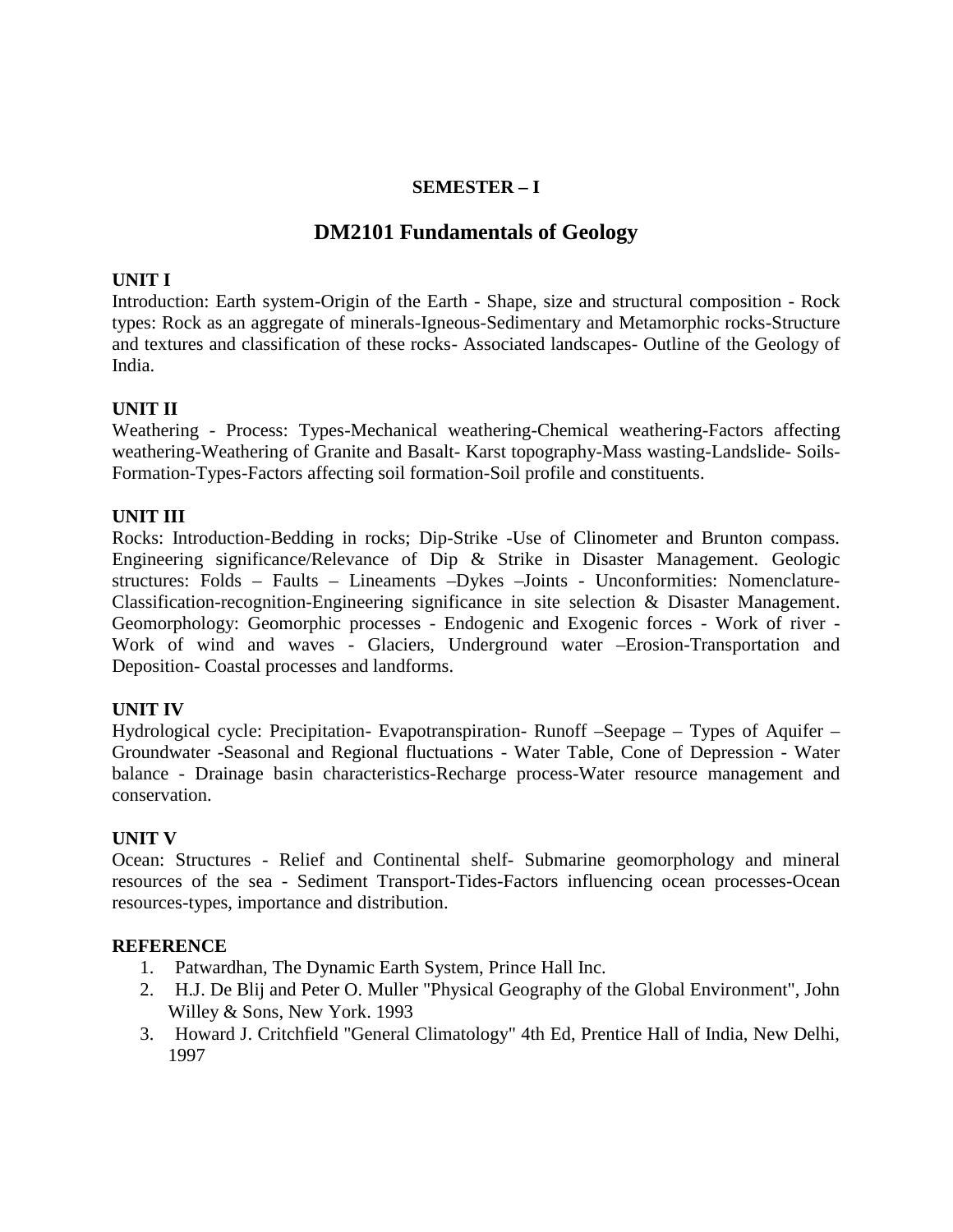**SEMESTER – I**

# DM2101 Fundamentals of Geology

### UNIT I

Introduction: Earth system-Origin of the Earth - Shape, size and structural composition - Rock types: Rock as an aggregate of minerals-Igneous-Sedimentary and Metamorphic rocks-Structure and textures and classification of these rocks- Associated landscapes- Outline of the Geology of India.

### UNIT II

Weathering - Process: Types-Mechanical weathering-Chemical weathering-Factors affecting weathering-Weathering of Granite and Basalt- Karst topography-Mass wasting-Landslide- Soils-Formation-Types-Factors affecting soil formation-Soil profile and constituents.

### UNIT III

Rocks: Introduction-Bedding in rocks; Dip-Strike -Use of Clinometer and Brunton compass. Engineering significance/Relevance of Dip & Strike in Disaster Management. Geologic structures: Folds – Faults – Lineaments –Dykes –Joints - Unconformities: Nomenclature-Classification-recognition-Engineering significance in site selection & Disaster Management. Geomorphology: Geomorphic processes - Endogenic and Exogenic forces - Work of river - Work of wind and waves - Glaciers, Underground water –Erosion-Transportation and Deposition- Coastal processes and landforms.

### UNIT IV

Hydrological cycle: Precipitation- Evapotranspiration- Runoff –Seepage – Types of Aquifer – Groundwater -Seasonal and Regional fluctuations - Water Table, Cone of Depression - Water balance - Drainage basin characteristics-Recharge process-Water resource management and conservation.

### UNIT V

Ocean: Structures - Relief and Continental shelf- Submarine geomorphology and mineral resources of the sea - Sediment Transport-Tides-Factors influencing ocean processes-Ocean resources-types, importance and distribution.

### REFERENCE

1. Patwardhan, The Dynamic Earth System, Prince Hall Inc.
2. H.J. De Blij and Peter O. Muller "Physical Geography of the Global Environment", John Willey & Sons, New York. 1993
3. Howard J. Critchfield "General Climatology" 4th Ed, Prentice Hall of India, New Delhi, 1997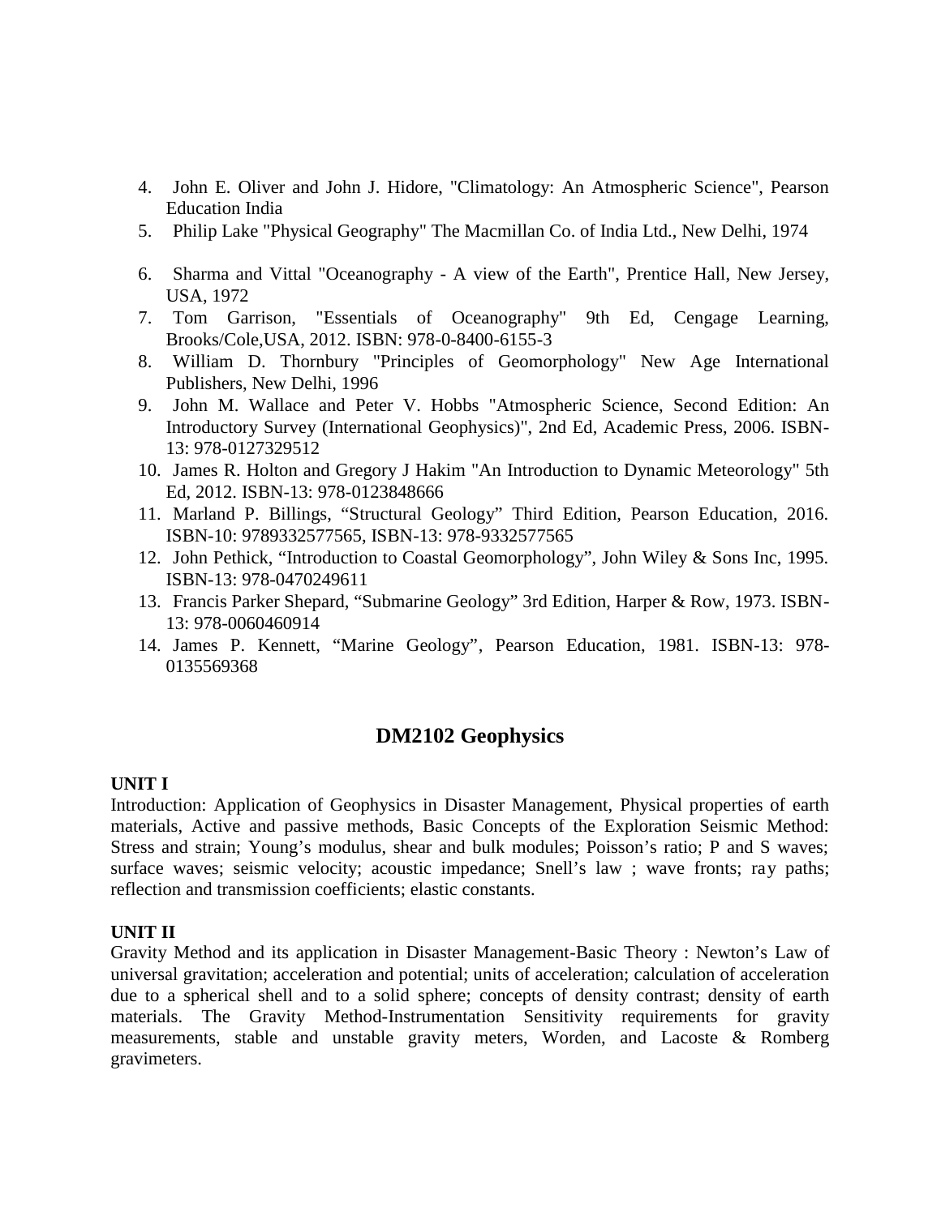4. John E. Oliver and John J. Hidore, "Climatology: An Atmospheric Science", Pearson Education India
5. Philip Lake "Physical Geography" The Macmillan Co. of India Ltd., New Delhi, 1974
6. Sharma and Vittal "Oceanography - A view of the Earth", Prentice Hall, New Jersey, USA, 1972
7. Tom Garrison, "Essentials of Oceanography" 9th Ed, Cengage Learning, Brooks/Cole,USA, 2012. ISBN: 978-0-8400-6155-3
8. William D. Thornbury "Principles of Geomorphology" New Age International Publishers, New Delhi, 1996
9. John M. Wallace and Peter V. Hobbs "Atmospheric Science, Second Edition: An Introductory Survey (International Geophysics)", 2nd Ed, Academic Press, 2006. ISBN-13: 978-0127329512
10. James R. Holton and Gregory J Hakim "An Introduction to Dynamic Meteorology" 5th Ed, 2012. ISBN-13: 978-0123848666
11. Marland P. Billings, “Structural Geology” Third Edition, Pearson Education, 2016. ISBN-10: 9789332577565, ISBN-13: 978-9332577565
12. John Pethick, “Introduction to Coastal Geomorphology”, John Wiley & Sons Inc, 1995. ISBN-13: 978-0470249611
13. Francis Parker Shepard, “Submarine Geology” 3rd Edition, Harper & Row, 1973. ISBN-13: 978-0060460914
14. James P. Kennett, “Marine Geology”, Pearson Education, 1981. ISBN-13: 978-0135569368

## DM2102 Geophysics

**UNIT I**

Introduction: Application of Geophysics in Disaster Management, Physical properties of earth materials, Active and passive methods, Basic Concepts of the Exploration Seismic Method: Stress and strain; Young’s modulus, shear and bulk modules; Poisson’s ratio; P and S waves; surface waves; seismic velocity; acoustic impedance; Snell’s law ; wave fronts; ray paths; reflection and transmission coefficients; elastic constants.

**UNIT II**

Gravity Method and its application in Disaster Management-Basic Theory : Newton’s Law of universal gravitation; acceleration and potential; units of acceleration; calculation of acceleration due to a spherical shell and to a solid sphere; concepts of density contrast; density of earth materials. The Gravity Method-Instrumentation Sensitivity requirements for gravity measurements, stable and unstable gravity meters, Worden, and Lacoste & Romberg gravimeters.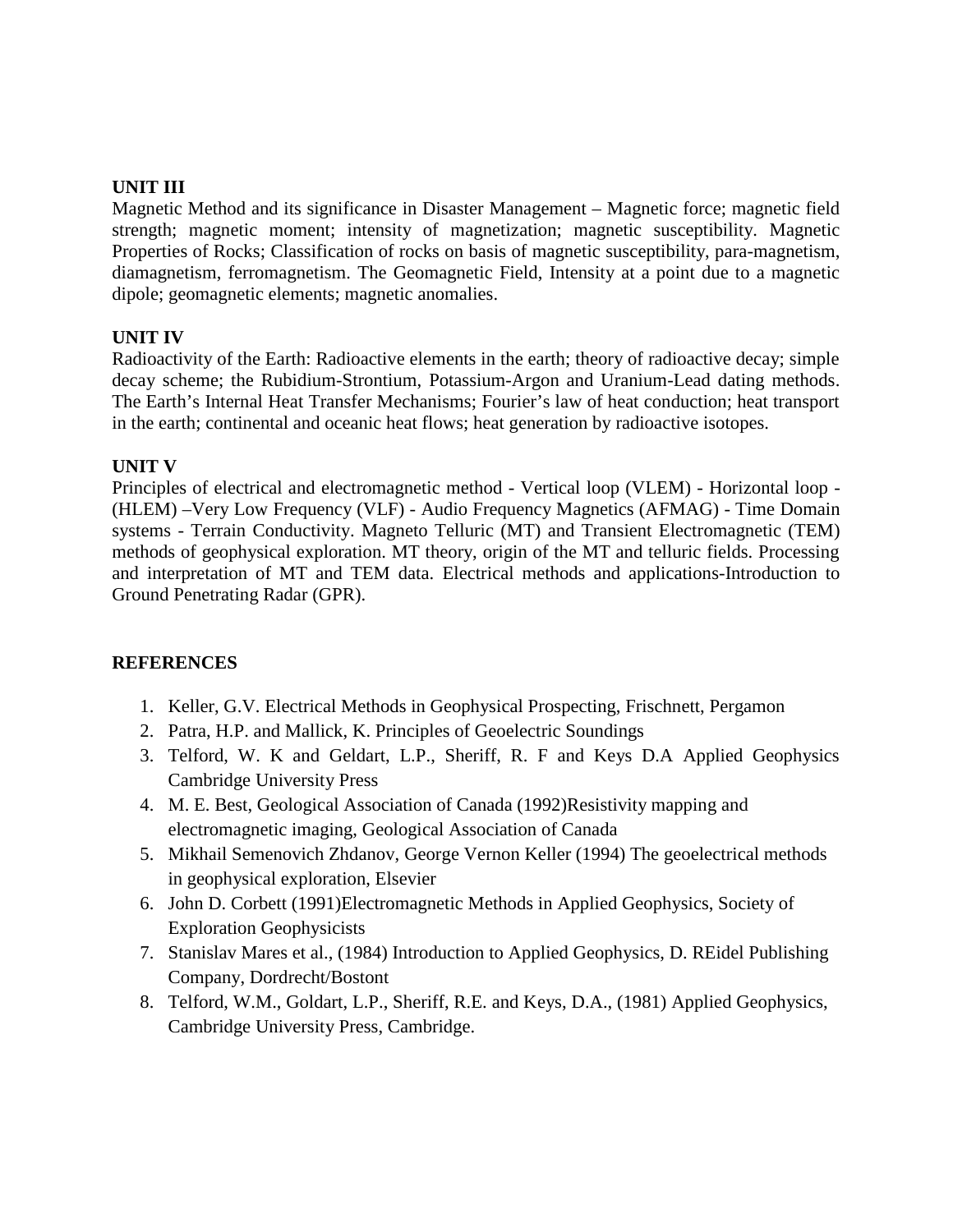**UNIT III**

Magnetic Method and its significance in Disaster Management – Magnetic force; magnetic field strength; magnetic moment; intensity of magnetization; magnetic susceptibility. Magnetic Properties of Rocks; Classification of rocks on basis of magnetic susceptibility, para-magnetism, diamagnetism, ferromagnetism. The Geomagnetic Field, Intensity at a point due to a magnetic dipole; geomagnetic elements; magnetic anomalies.

**UNIT IV**

Radioactivity of the Earth: Radioactive elements in the earth; theory of radioactive decay; simple decay scheme; the Rubidium-Strontium, Potassium-Argon and Uranium-Lead dating methods. The Earth's Internal Heat Transfer Mechanisms; Fourier's law of heat conduction; heat transport in the earth; continental and oceanic heat flows; heat generation by radioactive isotopes.

**UNIT V**

Principles of electrical and electromagnetic method - Vertical loop (VLEM) - Horizontal loop - (HLEM) –Very Low Frequency (VLF) - Audio Frequency Magnetics (AFMAG) - Time Domain systems - Terrain Conductivity. Magneto Telluric (MT) and Transient Electromagnetic (TEM) methods of geophysical exploration. MT theory, origin of the MT and telluric fields. Processing and interpretation of MT and TEM data. Electrical methods and applications-Introduction to Ground Penetrating Radar (GPR).

**REFERENCES**

1. Keller, G.V. Electrical Methods in Geophysical Prospecting, Frischnett, Pergamon
2. Patra, H.P. and Mallick, K. Principles of Geoelectric Soundings
3. Telford, W. K and Geldart, L.P., Sheriff, R. F and Keys D.A Applied Geophysics Cambridge University Press
4. M. E. Best, Geological Association of Canada (1992)Resistivity mapping and electromagnetic imaging, Geological Association of Canada
5. Mikhail Semenovich Zhdanov, George Vernon Keller (1994) The geoelectrical methods in geophysical exploration, Elsevier
6. John D. Corbett (1991)Electromagnetic Methods in Applied Geophysics, Society of Exploration Geophysicists
7. Stanislav Mares et al., (1984) Introduction to Applied Geophysics, D. REidel Publishing Company, Dordrecht/Bostont
8. Telford, W.M., Goldart, L.P., Sheriff, R.E. and Keys, D.A., (1981) Applied Geophysics, Cambridge University Press, Cambridge.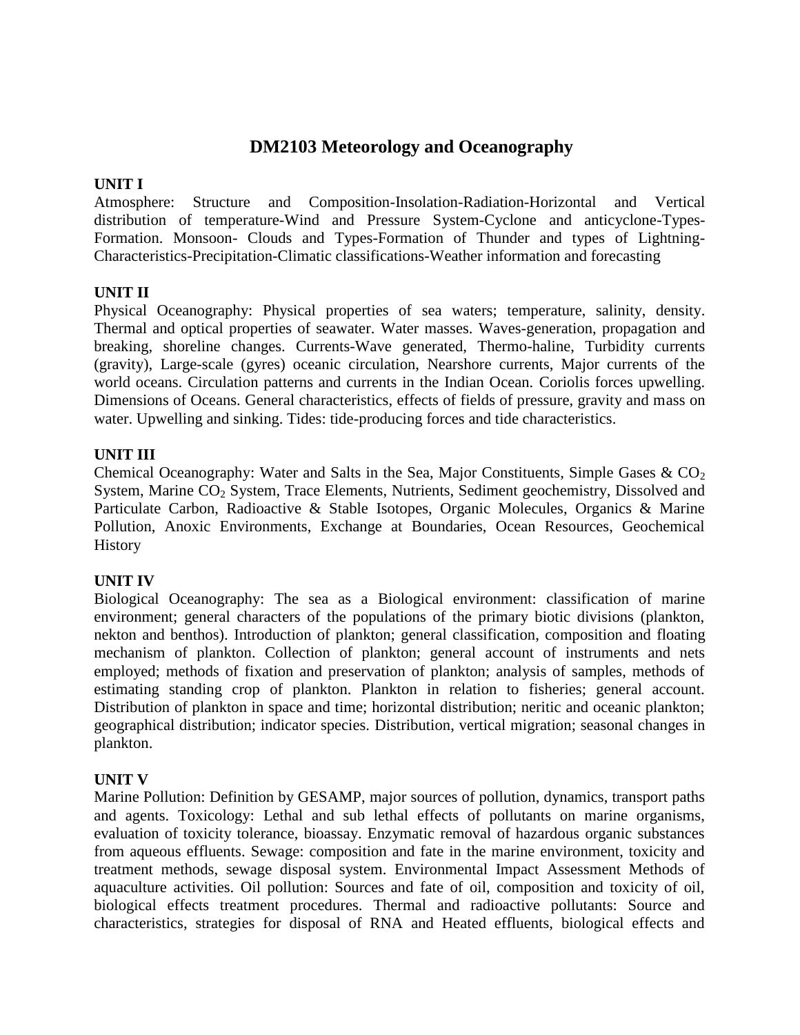# DM2103 Meteorology and Oceanography

**UNIT I**

Atmosphere: Structure and Composition-Insolation-Radiation-Horizontal and Vertical distribution of temperature-Wind and Pressure System-Cyclone and anticyclone-Types-Formation. Monsoon- Clouds and Types-Formation of Thunder and types of Lightning-Characteristics-Precipitation-Climatic classifications-Weather information and forecasting

**UNIT II**

Physical Oceanography: Physical properties of sea waters; temperature, salinity, density. Thermal and optical properties of seawater. Water masses. Waves-generation, propagation and breaking, shoreline changes. Currents-Wave generated, Thermo-haline, Turbidity currents (gravity), Large-scale (gyres) oceanic circulation, Nearshore currents, Major currents of the world oceans. Circulation patterns and currents in the Indian Ocean. Coriolis forces upwelling. Dimensions of Oceans. General characteristics, effects of fields of pressure, gravity and mass on water. Upwelling and sinking. Tides: tide-producing forces and tide characteristics.

**UNIT III**

Chemical Oceanography: Water and Salts in the Sea, Major Constituents, Simple Gases & $CO_2$ System, Marine $CO_2$ System, Trace Elements, Nutrients, Sediment geochemistry, Dissolved and Particulate Carbon, Radioactive & Stable Isotopes, Organic Molecules, Organics & Marine Pollution, Anoxic Environments, Exchange at Boundaries, Ocean Resources, Geochemical History

**UNIT IV**

Biological Oceanography: The sea as a Biological environment: classification of marine environment; general characters of the populations of the primary biotic divisions (plankton, nekton and benthos). Introduction of plankton; general classification, composition and floating mechanism of plankton. Collection of plankton; general account of instruments and nets employed; methods of fixation and preservation of plankton; analysis of samples, methods of estimating standing crop of plankton. Plankton in relation to fisheries; general account. Distribution of plankton in space and time; horizontal distribution; neritic and oceanic plankton; geographical distribution; indicator species. Distribution, vertical migration; seasonal changes in plankton.

**UNIT V**

Marine Pollution: Definition by GESAMP, major sources of pollution, dynamics, transport paths and agents. Toxicology: Lethal and sub lethal effects of pollutants on marine organisms, evaluation of toxicity tolerance, bioassay. Enzymatic removal of hazardous organic substances from aqueous effluents. Sewage: composition and fate in the marine environment, toxicity and treatment methods, sewage disposal system. Environmental Impact Assessment Methods of aquaculture activities. Oil pollution: Sources and fate of oil, composition and toxicity of oil, biological effects treatment procedures. Thermal and radioactive pollutants: Source and characteristics, strategies for disposal of RNA and Heated effluents, biological effects and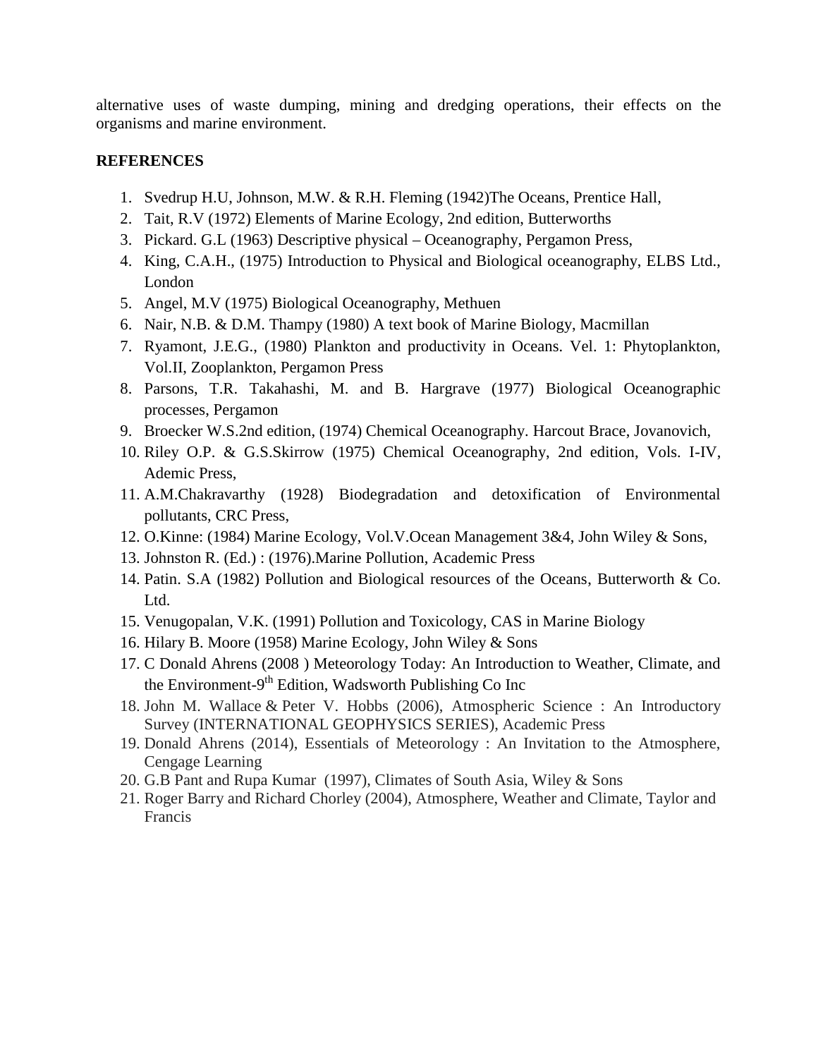alternative uses of waste dumping, mining and dredging operations, their effects on the organisms and marine environment.

## REFERENCES

1. Svedrup H.U, Johnson, M.W. & R.H. Fleming (1942)The Oceans, Prentice Hall,
2. Tait, R.V (1972) Elements of Marine Ecology, 2nd edition, Butterworths
3. Pickard. G.L (1963) Descriptive physical – Oceanography, Pergamon Press,
4. King, C.A.H., (1975) Introduction to Physical and Biological oceanography, ELBS Ltd., London
5. Angel, M.V (1975) Biological Oceanography, Methuen
6. Nair, N.B. & D.M. Thampy (1980) A text book of Marine Biology, Macmillan
7. Ryamont, J.E.G., (1980) Plankton and productivity in Oceans. Vel. 1: Phytoplankton, Vol.II, Zooplankton, Pergamon Press
8. Parsons, T.R. Takahashi, M. and B. Hargrave (1977) Biological Oceanographic processes, Pergamon
9. Broecker W.S.2nd edition, (1974) Chemical Oceanography. Harcout Brace, Jovanovich,
10. Riley O.P. & G.S.Skirrow (1975) Chemical Oceanography, 2nd edition, Vols. I-IV, Ademic Press,
11. A.M.Chakravarthy (1928) Biodegradation and detoxification of Environmental pollutants, CRC Press,
12. O.Kinne: (1984) Marine Ecology, Vol.V.Ocean Management 3&4, John Wiley & Sons,
13. Johnston R. (Ed.) : (1976).Marine Pollution, Academic Press
14. Patin. S.A (1982) Pollution and Biological resources of the Oceans, Butterworth & Co. Ltd.
15. Venugopalan, V.K. (1991) Pollution and Toxicology, CAS in Marine Biology
16. Hilary B. Moore (1958) Marine Ecology, John Wiley & Sons
17. C Donald Ahrens (2008 ) Meteorology Today: An Introduction to Weather, Climate, and the Environment-9th Edition, Wadsworth Publishing Co Inc
18. John M. Wallace & Peter V. Hobbs (2006), Atmospheric Science : An Introductory Survey (INTERNATIONAL GEOPHYSICS SERIES), Academic Press
19. Donald Ahrens (2014), Essentials of Meteorology : An Invitation to the Atmosphere, Cengage Learning
20. G.B Pant and Rupa Kumar (1997), Climates of South Asia, Wiley & Sons
21. Roger Barry and Richard Chorley (2004), Atmosphere, Weather and Climate, Taylor and Francis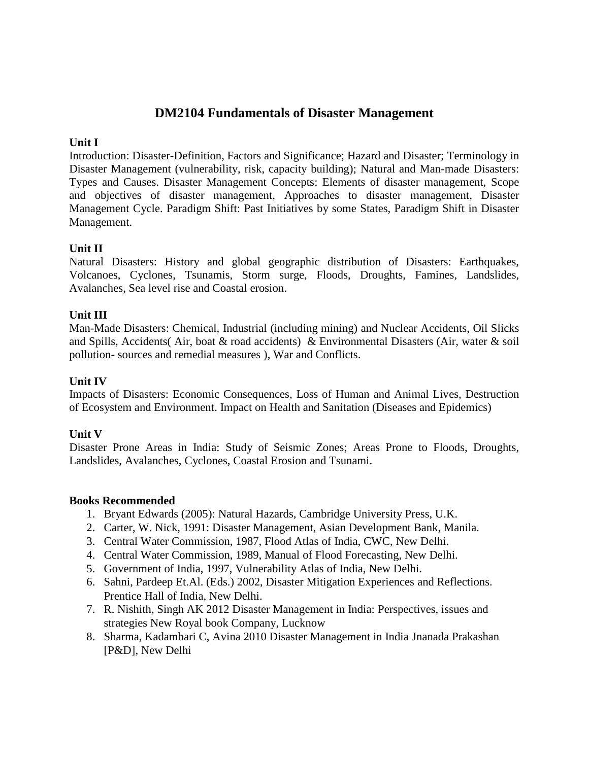# DM2104 Fundamentals of Disaster Management

**Unit I**

Introduction: Disaster-Definition, Factors and Significance; Hazard and Disaster; Terminology in Disaster Management (vulnerability, risk, capacity building); Natural and Man-made Disasters: Types and Causes. Disaster Management Concepts: Elements of disaster management, Scope and objectives of disaster management, Approaches to disaster management, Disaster Management Cycle. Paradigm Shift: Past Initiatives by some States, Paradigm Shift in Disaster Management.

**Unit II**

Natural Disasters: History and global geographic distribution of Disasters: Earthquakes, Volcanoes, Cyclones, Tsunamis, Storm surge, Floods, Droughts, Famines, Landslides, Avalanches, Sea level rise and Coastal erosion.

**Unit III**

Man-Made Disasters: Chemical, Industrial (including mining) and Nuclear Accidents, Oil Slicks and Spills, Accidents( Air, boat & road accidents) & Environmental Disasters (Air, water & soil pollution- sources and remedial measures ), War and Conflicts.

**Unit IV**

Impacts of Disasters: Economic Consequences, Loss of Human and Animal Lives, Destruction of Ecosystem and Environment. Impact on Health and Sanitation (Diseases and Epidemics)

**Unit V**

Disaster Prone Areas in India: Study of Seismic Zones; Areas Prone to Floods, Droughts, Landslides, Avalanches, Cyclones, Coastal Erosion and Tsunami.

**Books Recommended**

1. Bryant Edwards (2005): Natural Hazards, Cambridge University Press, U.K.
2. Carter, W. Nick, 1991: Disaster Management, Asian Development Bank, Manila.
3. Central Water Commission, 1987, Flood Atlas of India, CWC, New Delhi.
4. Central Water Commission, 1989, Manual of Flood Forecasting, New Delhi.
5. Government of India, 1997, Vulnerability Atlas of India, New Delhi.
6. Sahni, Pardeep Et.Al. (Eds.) 2002, Disaster Mitigation Experiences and Reflections. Prentice Hall of India, New Delhi.
7. R. Nishith, Singh AK 2012 Disaster Management in India: Perspectives, issues and strategies New Royal book Company, Lucknow
8. Sharma, Kadambari C, Avina 2010 Disaster Management in India Jnanada Prakashan [P&D], New Delhi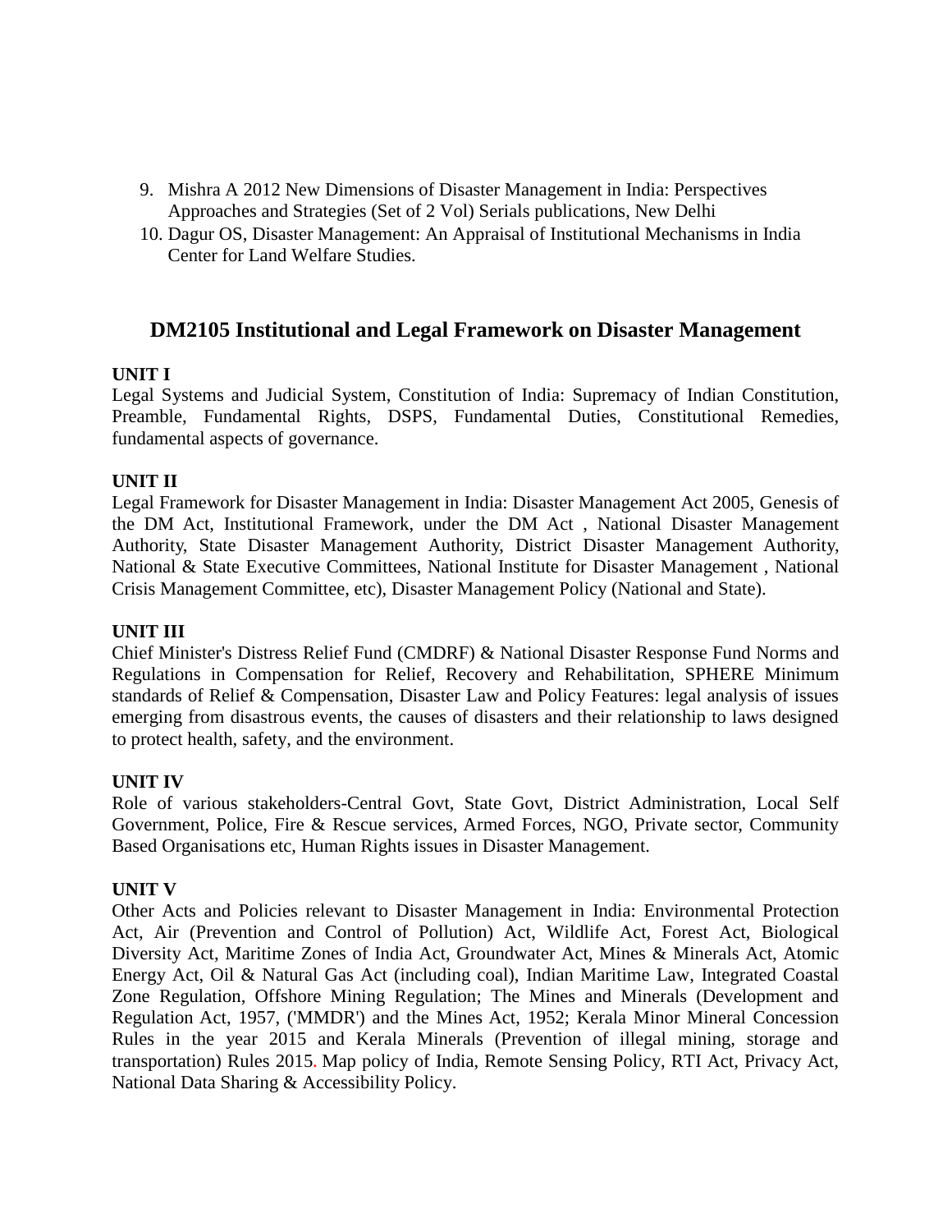9. Mishra A 2012 New Dimensions of Disaster Management in India: Perspectives Approaches and Strategies (Set of 2 Vol) Serials publications, New Delhi
10. Dagur OS, Disaster Management: An Appraisal of Institutional Mechanisms in India Center for Land Welfare Studies.

## DM2105 Institutional and Legal Framework on Disaster Management

**UNIT I**

Legal Systems and Judicial System, Constitution of India: Supremacy of Indian Constitution, Preamble, Fundamental Rights, DSPS, Fundamental Duties, Constitutional Remedies, fundamental aspects of governance.

**UNIT II**

Legal Framework for Disaster Management in India: Disaster Management Act 2005, Genesis of the DM Act, Institutional Framework, under the DM Act , National Disaster Management Authority, State Disaster Management Authority, District Disaster Management Authority, National & State Executive Committees, National Institute for Disaster Management , National Crisis Management Committee, etc), Disaster Management Policy (National and State).

**UNIT III**

Chief Minister's Distress Relief Fund (CMDRF) & National Disaster Response Fund Norms and Regulations in Compensation for Relief, Recovery and Rehabilitation, SPHERE Minimum standards of Relief & Compensation, Disaster Law and Policy Features: legal analysis of issues emerging from disastrous events, the causes of disasters and their relationship to laws designed to protect health, safety, and the environment.

**UNIT IV**

Role of various stakeholders-Central Govt, State Govt, District Administration, Local Self Government, Police, Fire & Rescue services, Armed Forces, NGO, Private sector, Community Based Organisations etc, Human Rights issues in Disaster Management.

**UNIT V**

Other Acts and Policies relevant to Disaster Management in India: Environmental Protection Act, Air (Prevention and Control of Pollution) Act, Wildlife Act, Forest Act, Biological Diversity Act, Maritime Zones of India Act, Groundwater Act, Mines & Minerals Act, Atomic Energy Act, Oil & Natural Gas Act (including coal), Indian Maritime Law, Integrated Coastal Zone Regulation, Offshore Mining Regulation; The Mines and Minerals (Development and Regulation Act, 1957, ('MMDR') and the Mines Act, 1952; Kerala Minor Mineral Concession Rules in the year 2015 and Kerala Minerals (Prevention of illegal mining, storage and transportation) Rules 2015. Map policy of India, Remote Sensing Policy, RTI Act, Privacy Act, National Data Sharing & Accessibility Policy.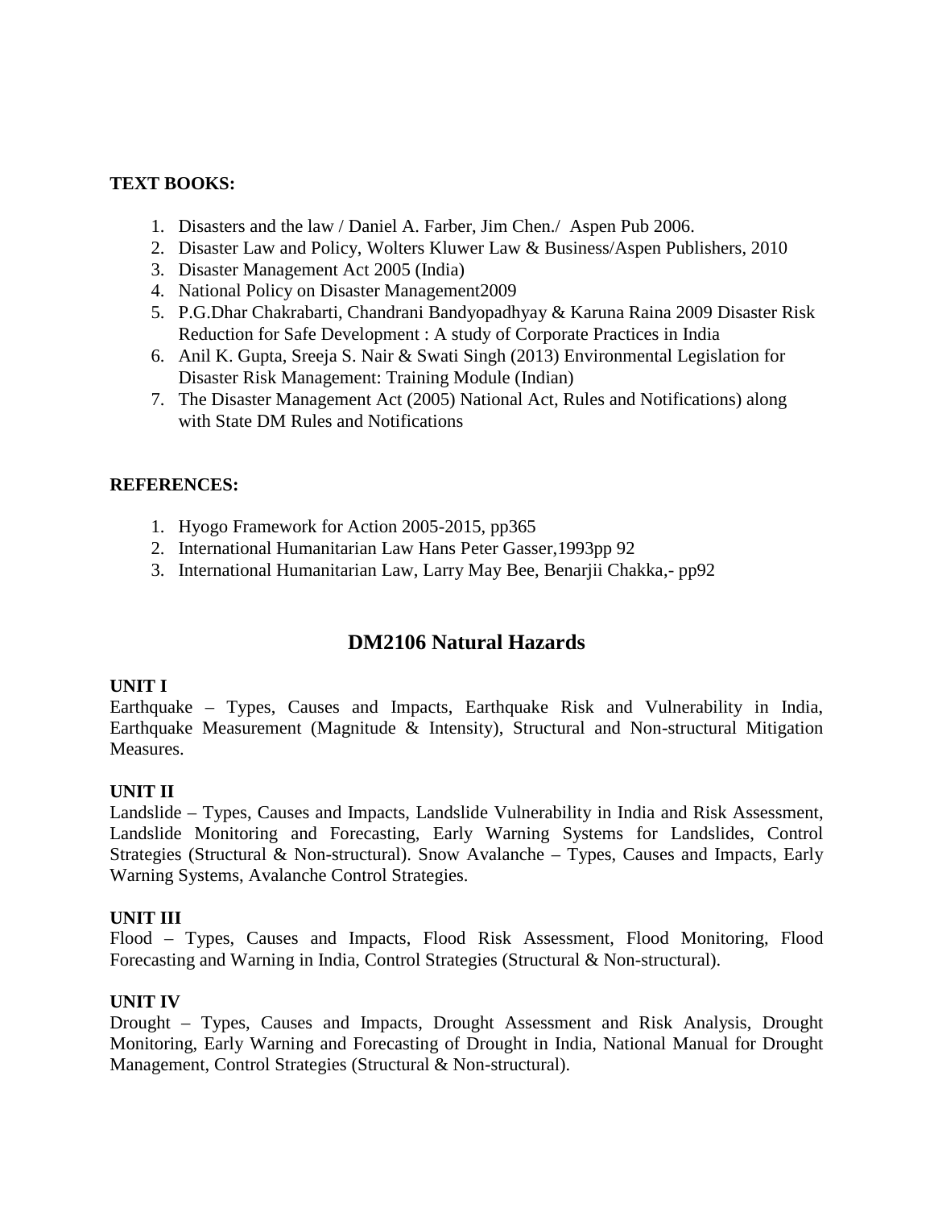**TEXT BOOKS:**

1. Disasters and the law / Daniel A. Farber, Jim Chen./ Aspen Pub 2006.
2. Disaster Law and Policy, Wolters Kluwer Law & Business/Aspen Publishers, 2010
3. Disaster Management Act 2005 (India)
4. National Policy on Disaster Management2009
5. P.G.Dhar Chakrabarti, Chandrani Bandyopadhyay & Karuna Raina 2009 Disaster Risk Reduction for Safe Development : A study of Corporate Practices in India
6. Anil K. Gupta, Sreeja S. Nair & Swati Singh (2013) Environmental Legislation for Disaster Risk Management: Training Module (Indian)
7. The Disaster Management Act (2005) National Act, Rules and Notifications) along with State DM Rules and Notifications

**REFERENCES:**

1. Hyogo Framework for Action 2005-2015, pp365
2. International Humanitarian Law Hans Peter Gasser,1993pp 92
3. International Humanitarian Law, Larry May Bee, Benarjii Chakka,- pp92

## DM2106 Natural Hazards

**UNIT I**

Earthquake – Types, Causes and Impacts, Earthquake Risk and Vulnerability in India, Earthquake Measurement (Magnitude & Intensity), Structural and Non-structural Mitigation Measures.

**UNIT II**

Landslide – Types, Causes and Impacts, Landslide Vulnerability in India and Risk Assessment, Landslide Monitoring and Forecasting, Early Warning Systems for Landslides, Control Strategies (Structural & Non-structural). Snow Avalanche – Types, Causes and Impacts, Early Warning Systems, Avalanche Control Strategies.

**UNIT III**

Flood – Types, Causes and Impacts, Flood Risk Assessment, Flood Monitoring, Flood Forecasting and Warning in India, Control Strategies (Structural & Non-structural).

**UNIT IV**

Drought – Types, Causes and Impacts, Drought Assessment and Risk Analysis, Drought Monitoring, Early Warning and Forecasting of Drought in India, National Manual for Drought Management, Control Strategies (Structural & Non-structural).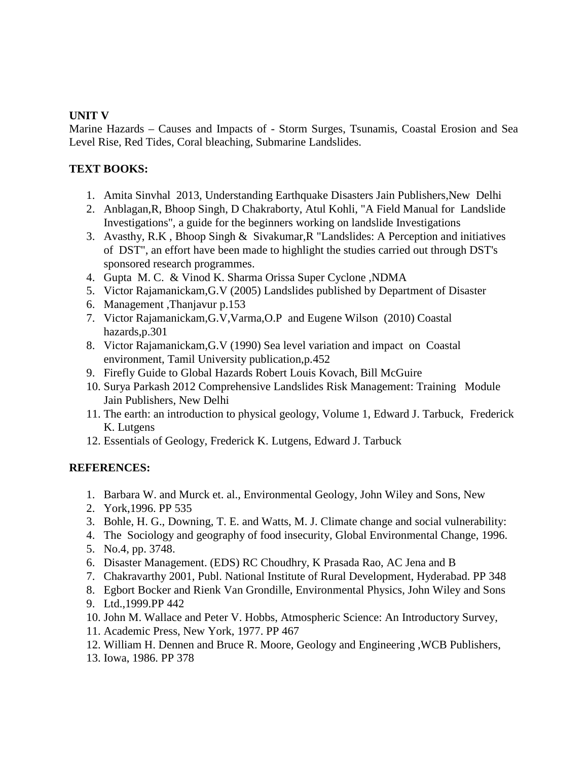**UNIT V**

Marine Hazards – Causes and Impacts of - Storm Surges, Tsunamis, Coastal Erosion and Sea Level Rise, Red Tides, Coral bleaching, Submarine Landslides.

**TEXT BOOKS:**

1. Amita Sinvhal 2013, Understanding Earthquake Disasters Jain Publishers,New Delhi
2. Anblagan,R, Bhoop Singh, D Chakraborty, Atul Kohli, "A Field Manual for Landslide Investigations", a guide for the beginners working on landslide Investigations
3. Avasthy, R.K , Bhoop Singh & Sivakumar,R "Landslides: A Perception and initiatives of DST", an effort have been made to highlight the studies carried out through DST's sponsored research programmes.
4. Gupta M. C. & Vinod K. Sharma Orissa Super Cyclone ,NDMA
5. Victor Rajamanickam,G.V (2005) Landslides published by Department of Disaster
6. Management ,Thanjavur p.153
7. Victor Rajamanickam,G.V,Varma,O.P and Eugene Wilson (2010) Coastal hazards,p.301
8. Victor Rajamanickam,G.V (1990) Sea level variation and impact on Coastal environment, Tamil University publication,p.452
9. Firefly Guide to Global Hazards Robert Louis Kovach, Bill McGuire
10. Surya Parkash 2012 Comprehensive Landslides Risk Management: Training Module Jain Publishers, New Delhi
11. The earth: an introduction to physical geology, Volume 1, Edward J. Tarbuck, Frederick K. Lutgens
12. Essentials of Geology, Frederick K. Lutgens, Edward J. Tarbuck

**REFERENCES:**

1. Barbara W. and Murck et. al., Environmental Geology, John Wiley and Sons, New
2. York,1996. PP 535
3. Bohle, H. G., Downing, T. E. and Watts, M. J. Climate change and social vulnerability:
4. The Sociology and geography of food insecurity, Global Environmental Change, 1996.
5. No.4, pp. 3748.
6. Disaster Management. (EDS) RC Choudhry, K Prasada Rao, AC Jena and B
7. Chakravarthy 2001, Publ. National Institute of Rural Development, Hyderabad. PP 348
8. Egbort Bocker and Rienk Van Grondille, Environmental Physics, John Wiley and Sons
9. Ltd.,1999.PP 442
10. John M. Wallace and Peter V. Hobbs, Atmospheric Science: An Introductory Survey,
11. Academic Press, New York, 1977. PP 467
12. William H. Dennen and Bruce R. Moore, Geology and Engineering ,WCB Publishers,
13. Iowa, 1986. PP 378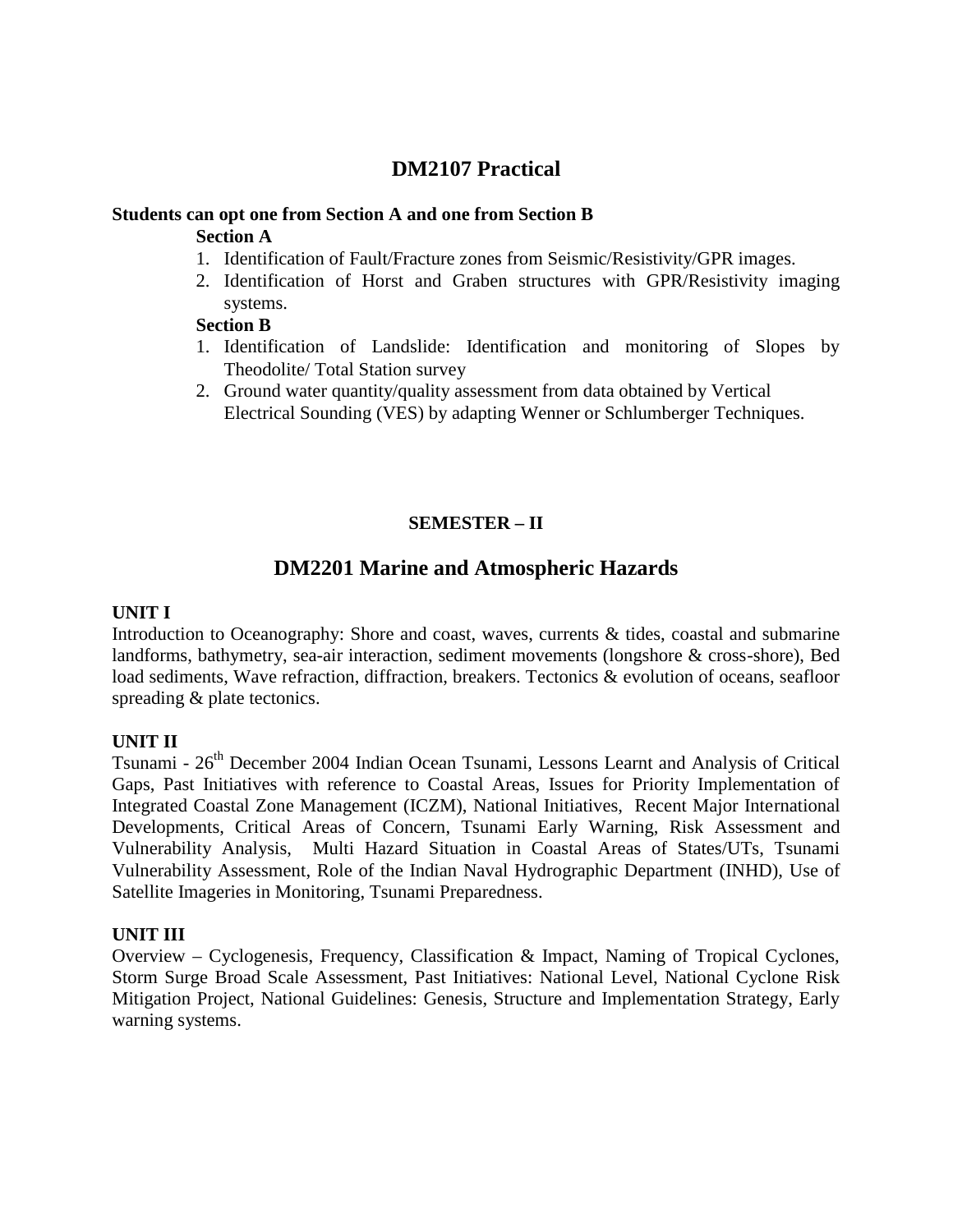## DM2107 Practical

**Students can opt one from Section A and one from Section B**

**Section A**

1. Identification of Fault/Fracture zones from Seismic/Resistivity/GPR images.
2. Identification of Horst and Graben structures with GPR/Resistivity imaging systems.

**Section B**

1. Identification of Landslide: Identification and monitoring of Slopes by Theodolite/ Total Station survey
2. Ground water quantity/quality assessment from data obtained by Vertical Electrical Sounding (VES) by adapting Wenner or Schlumberger Techniques.

**SEMESTER – II**

## DM2201 Marine and Atmospheric Hazards

**UNIT I**

Introduction to Oceanography: Shore and coast, waves, currents & tides, coastal and submarine landforms, bathymetry, sea-air interaction, sediment movements (longshore & cross-shore), Bed load sediments, Wave refraction, diffraction, breakers. Tectonics & evolution of oceans, seafloor spreading & plate tectonics.

**UNIT II**

Tsunami - 26th December 2004 Indian Ocean Tsunami, Lessons Learnt and Analysis of Critical Gaps, Past Initiatives with reference to Coastal Areas, Issues for Priority Implementation of Integrated Coastal Zone Management (ICZM), National Initiatives, Recent Major International Developments, Critical Areas of Concern, Tsunami Early Warning, Risk Assessment and Vulnerability Analysis, Multi Hazard Situation in Coastal Areas of States/UTs, Tsunami Vulnerability Assessment, Role of the Indian Naval Hydrographic Department (INHD), Use of Satellite Imageries in Monitoring, Tsunami Preparedness.

**UNIT III**

Overview – Cyclogenesis, Frequency, Classification & Impact, Naming of Tropical Cyclones, Storm Surge Broad Scale Assessment, Past Initiatives: National Level, National Cyclone Risk Mitigation Project, National Guidelines: Genesis, Structure and Implementation Strategy, Early warning systems.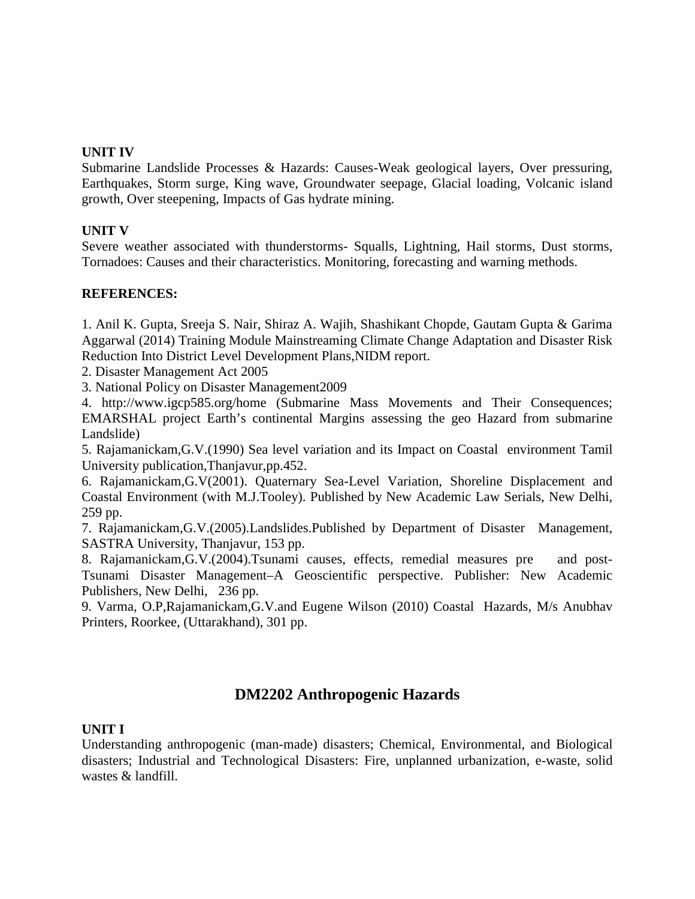**UNIT IV**

Submarine Landslide Processes & Hazards: Causes-Weak geological layers, Over pressuring, Earthquakes, Storm surge, King wave, Groundwater seepage, Glacial loading, Volcanic island growth, Over steepening, Impacts of Gas hydrate mining.

**UNIT V**

Severe weather associated with thunderstorms- Squalls, Lightning, Hail storms, Dust storms, Tornadoes: Causes and their characteristics. Monitoring, forecasting and warning methods.

**REFERENCES:**

1. Anil K. Gupta, Sreeja S. Nair, Shiraz A. Wajih, Shashikant Chopde, Gautam Gupta & Garima Aggarwal (2014) Training Module Mainstreaming Climate Change Adaptation and Disaster Risk Reduction Into District Level Development Plans,NIDM report.
2. Disaster Management Act 2005
3. National Policy on Disaster Management2009
4. http://www.igcp585.org/home (Submarine Mass Movements and Their Consequences; EMARSHAL project Earth's continental Margins assessing the geo Hazard from submarine Landslide)
5. Rajamanickam,G.V.(1990) Sea level variation and its Impact on Coastal environment Tamil University publication,Thanjavur,pp.452.
6. Rajamanickam,G.V(2001). Quaternary Sea-Level Variation, Shoreline Displacement and Coastal Environment (with M.J.Tooley). Published by New Academic Law Serials, New Delhi, 259 pp.
7. Rajamanickam,G.V.(2005).Landslides.Published by Department of Disaster Management, SASTRA University, Thanjavur, 153 pp.
8. Rajamanickam,G.V.(2004).Tsunami causes, effects, remedial measures pre and post-Tsunami Disaster Management–A Geoscientific perspective. Publisher: New Academic Publishers, New Delhi, 236 pp.
9. Varma, O.P,Rajamanickam,G.V.and Eugene Wilson (2010) Coastal Hazards, M/s Anubhav Printers, Roorkee, (Uttarakhand), 301 pp.

## DM2202 Anthropogenic Hazards

**UNIT I**

Understanding anthropogenic (man-made) disasters; Chemical, Environmental, and Biological disasters; Industrial and Technological Disasters: Fire, unplanned urbanization, e-waste, solid wastes & landfill.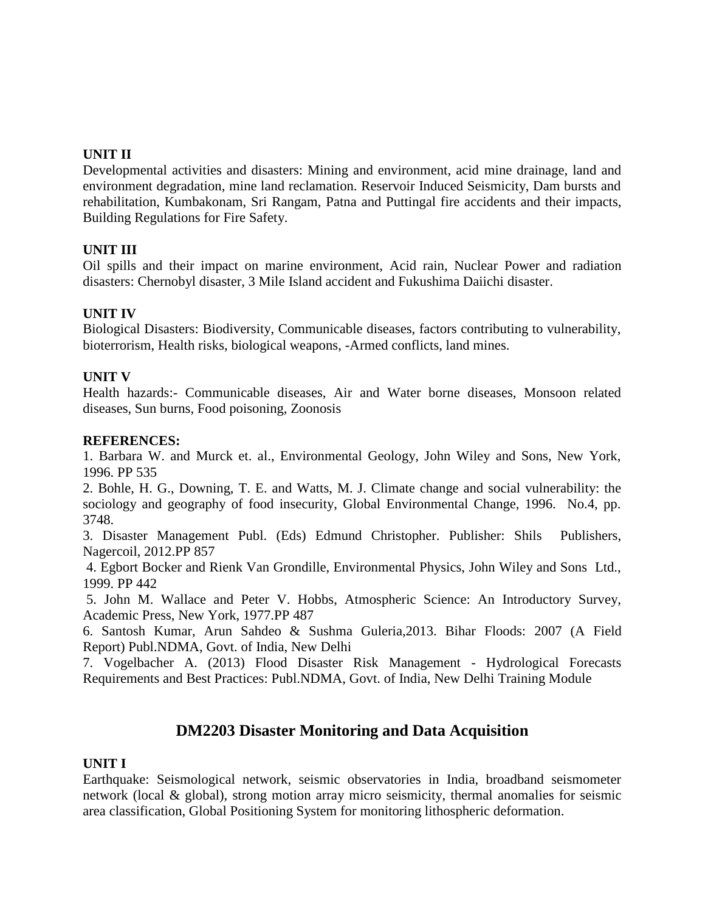**UNIT II**

Developmental activities and disasters: Mining and environment, acid mine drainage, land and environment degradation, mine land reclamation. Reservoir Induced Seismicity, Dam bursts and rehabilitation, Kumbakonam, Sri Rangam, Patna and Puttingal fire accidents and their impacts, Building Regulations for Fire Safety.

**UNIT III**

Oil spills and their impact on marine environment, Acid rain, Nuclear Power and radiation disasters: Chernobyl disaster, 3 Mile Island accident and Fukushima Daiichi disaster.

**UNIT IV**

Biological Disasters: Biodiversity, Communicable diseases, factors contributing to vulnerability, bioterrorism, Health risks, biological weapons, -Armed conflicts, land mines.

**UNIT V**

Health hazards:- Communicable diseases, Air and Water borne diseases, Monsoon related diseases, Sun burns, Food poisoning, Zoonosis

**REFERENCES:**

1. Barbara W. and Murck et. al., Environmental Geology, John Wiley and Sons, New York, 1996. PP 535
2. Bohle, H. G., Downing, T. E. and Watts, M. J. Climate change and social vulnerability: the sociology and geography of food insecurity, Global Environmental Change, 1996. No.4, pp. 3748.
3. Disaster Management Publ. (Eds) Edmund Christopher. Publisher: Shils Publishers, Nagercoil, 2012.PP 857
4. Egbort Bocker and Rienk Van Grondille, Environmental Physics, John Wiley and Sons Ltd., 1999. PP 442
5. John M. Wallace and Peter V. Hobbs, Atmospheric Science: An Introductory Survey, Academic Press, New York, 1977.PP 487
6. Santosh Kumar, Arun Sahdeo & Sushma Guleria,2013. Bihar Floods: 2007 (A Field Report) Publ.NDMA, Govt. of India, New Delhi
7. Vogelbacher A. (2013) Flood Disaster Risk Management - Hydrological Forecasts Requirements and Best Practices: Publ.NDMA, Govt. of India, New Delhi Training Module

## DM2203 Disaster Monitoring and Data Acquisition

**UNIT I**

Earthquake: Seismological network, seismic observatories in India, broadband seismometer network (local & global), strong motion array micro seismicity, thermal anomalies for seismic area classification, Global Positioning System for monitoring lithospheric deformation.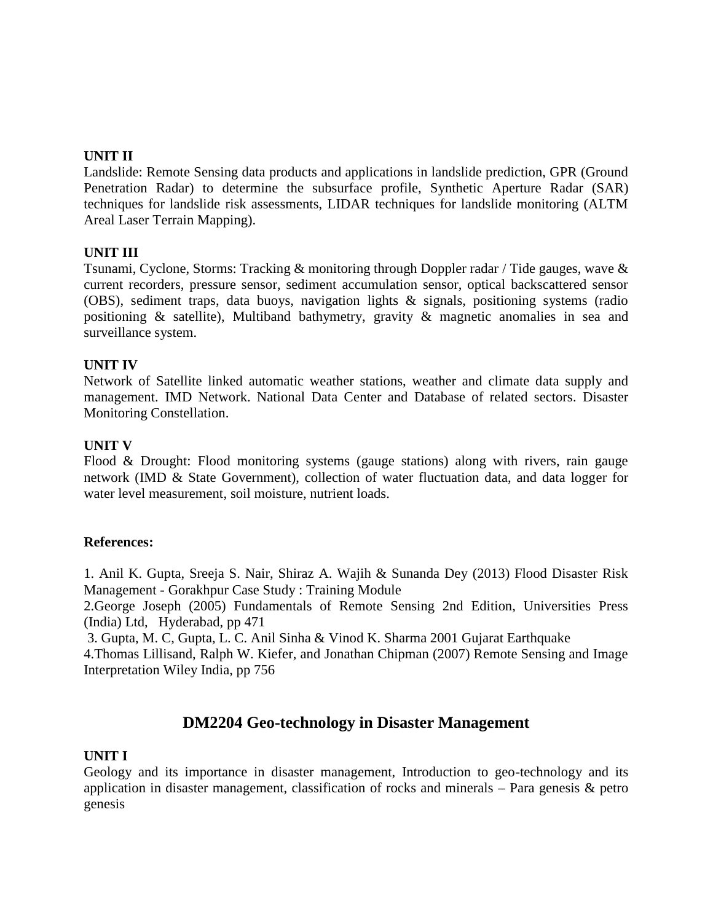**UNIT II**

Landslide: Remote Sensing data products and applications in landslide prediction, GPR (Ground Penetration Radar) to determine the subsurface profile, Synthetic Aperture Radar (SAR) techniques for landslide risk assessments, LIDAR techniques for landslide monitoring (ALTM Areal Laser Terrain Mapping).

**UNIT III**

Tsunami, Cyclone, Storms: Tracking & monitoring through Doppler radar / Tide gauges, wave & current recorders, pressure sensor, sediment accumulation sensor, optical backscattered sensor (OBS), sediment traps, data buoys, navigation lights & signals, positioning systems (radio positioning & satellite), Multiband bathymetry, gravity & magnetic anomalies in sea and surveillance system.

**UNIT IV**

Network of Satellite linked automatic weather stations, weather and climate data supply and management. IMD Network. National Data Center and Database of related sectors. Disaster Monitoring Constellation.

**UNIT V**

Flood & Drought: Flood monitoring systems (gauge stations) along with rivers, rain gauge network (IMD & State Government), collection of water fluctuation data, and data logger for water level measurement, soil moisture, nutrient loads.

**References:**

1. Anil K. Gupta, Sreeja S. Nair, Shiraz A. Wajih & Sunanda Dey (2013) Flood Disaster Risk Management - Gorakhpur Case Study : Training Module
2. George Joseph (2005) Fundamentals of Remote Sensing 2nd Edition, Universities Press (India) Ltd, Hyderabad, pp 471
3. Gupta, M. C, Gupta, L. C. Anil Sinha & Vinod K. Sharma 2001 Gujarat Earthquake
4. Thomas Lillisand, Ralph W. Kiefer, and Jonathan Chipman (2007) Remote Sensing and Image Interpretation Wiley India, pp 756

## DM2204 Geo-technology in Disaster Management

**UNIT I**

Geology and its importance in disaster management, Introduction to geo-technology and its application in disaster management, classification of rocks and minerals – Para genesis & petro genesis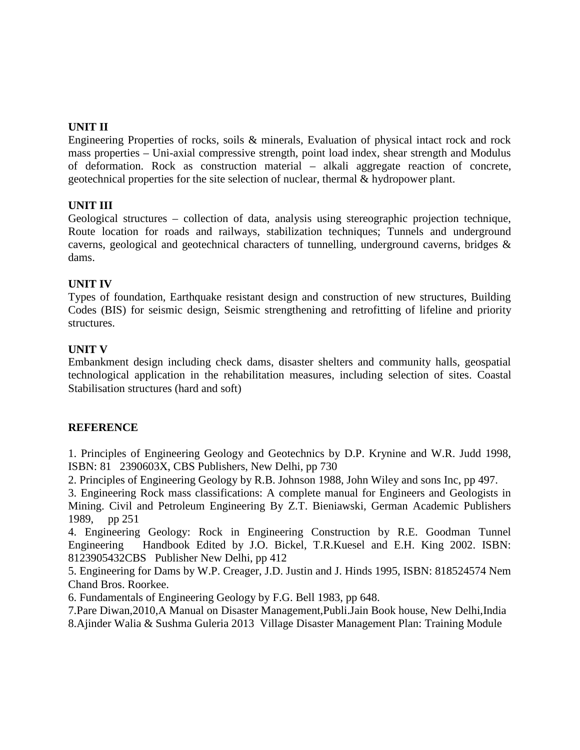**UNIT II**

Engineering Properties of rocks, soils & minerals, Evaluation of physical intact rock and rock mass properties – Uni-axial compressive strength, point load index, shear strength and Modulus of deformation. Rock as construction material – alkali aggregate reaction of concrete, geotechnical properties for the site selection of nuclear, thermal & hydropower plant.

**UNIT III**

Geological structures – collection of data, analysis using stereographic projection technique, Route location for roads and railways, stabilization techniques; Tunnels and underground caverns, geological and geotechnical characters of tunnelling, underground caverns, bridges & dams.

**UNIT IV**

Types of foundation, Earthquake resistant design and construction of new structures, Building Codes (BIS) for seismic design, Seismic strengthening and retrofitting of lifeline and priority structures.

**UNIT V**

Embankment design including check dams, disaster shelters and community halls, geospatial technological application in the rehabilitation measures, including selection of sites. Coastal Stabilisation structures (hard and soft)

**REFERENCE**

1. Principles of Engineering Geology and Geotechnics by D.P. Krynine and W.R. Judd 1998, ISBN: 81 2390603X, CBS Publishers, New Delhi, pp 730
2. Principles of Engineering Geology by R.B. Johnson 1988, John Wiley and sons Inc, pp 497.
3. Engineering Rock mass classifications: A complete manual for Engineers and Geologists in Mining. Civil and Petroleum Engineering By Z.T. Bieniawski, German Academic Publishers 1989, pp 251
4. Engineering Geology: Rock in Engineering Construction by R.E. Goodman Tunnel Engineering Handbook Edited by J.O. Bickel, T.R.Kuesel and E.H. King 2002. ISBN: 8123905432CBS Publisher New Delhi, pp 412
5. Engineering for Dams by W.P. Creager, J.D. Justin and J. Hinds 1995, ISBN: 818524574 Nem Chand Bros. Roorkee.
6. Fundamentals of Engineering Geology by F.G. Bell 1983, pp 648.
7. Pare Diwan,2010,A Manual on Disaster Management,Publi.Jain Book house, New Delhi,India
8. Ajinder Walia & Sushma Guleria 2013 Village Disaster Management Plan: Training Module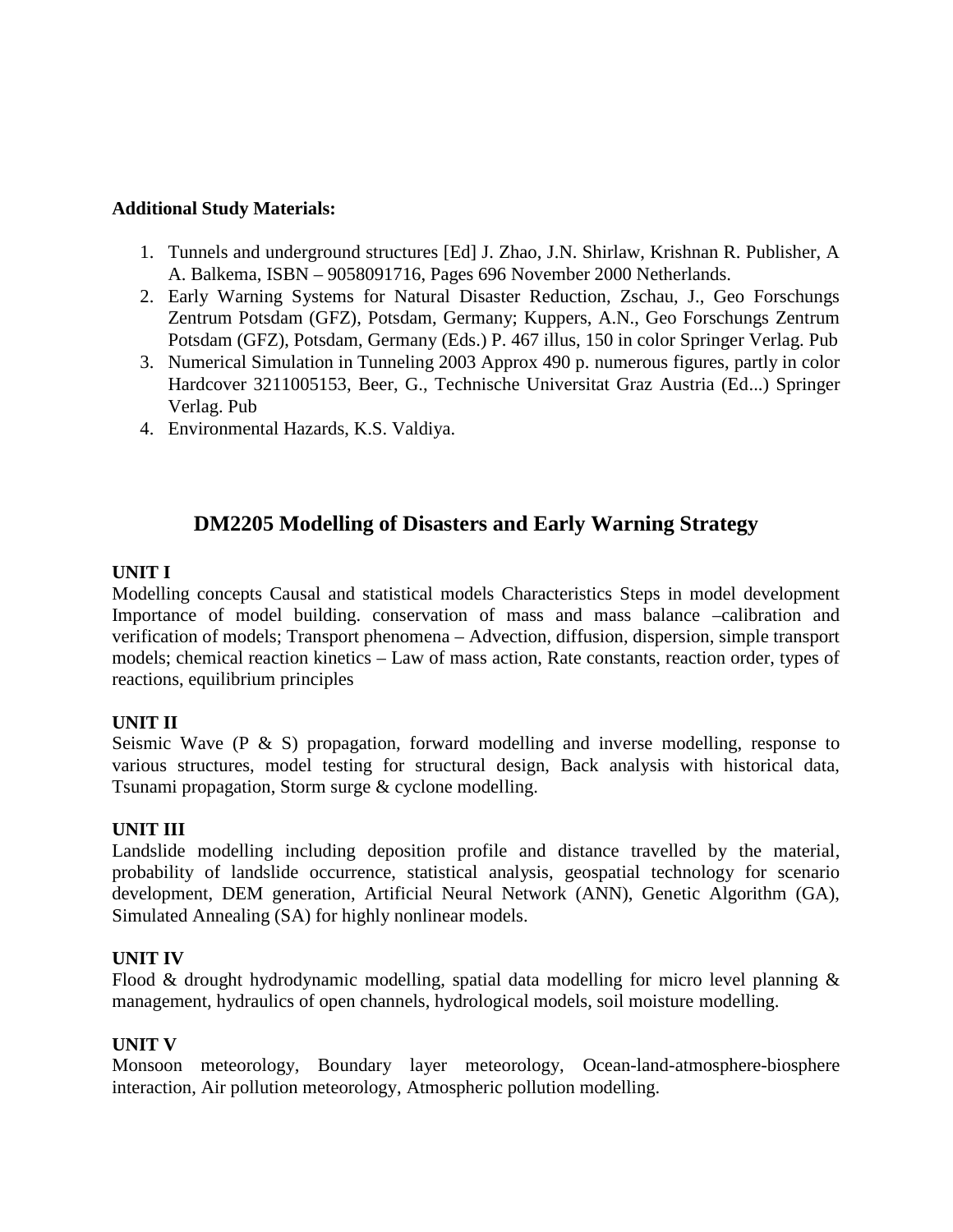**Additional Study Materials:**

1. Tunnels and underground structures [Ed] J. Zhao, J.N. Shirlaw, Krishnan R. Publisher, A A. Balkema, ISBN – 9058091716, Pages 696 November 2000 Netherlands.
2. Early Warning Systems for Natural Disaster Reduction, Zschau, J., Geo Forschungs Zentrum Potsdam (GFZ), Potsdam, Germany; Kuppers, A.N., Geo Forschungs Zentrum Potsdam (GFZ), Potsdam, Germany (Eds.) P. 467 illus, 150 in color Springer Verlag. Pub
3. Numerical Simulation in Tunneling 2003 Approx 490 p. numerous figures, partly in color Hardcover 3211005153, Beer, G., Technische Universitat Graz Austria (Ed...) Springer Verlag. Pub
4. Environmental Hazards, K.S. Valdiya.

## DM2205 Modelling of Disasters and Early Warning Strategy

**UNIT I**

Modelling concepts Causal and statistical models Characteristics Steps in model development Importance of model building. conservation of mass and mass balance –calibration and verification of models; Transport phenomena – Advection, diffusion, dispersion, simple transport models; chemical reaction kinetics – Law of mass action, Rate constants, reaction order, types of reactions, equilibrium principles

**UNIT II**

Seismic Wave (P & S) propagation, forward modelling and inverse modelling, response to various structures, model testing for structural design, Back analysis with historical data, Tsunami propagation, Storm surge & cyclone modelling.

**UNIT III**

Landslide modelling including deposition profile and distance travelled by the material, probability of landslide occurrence, statistical analysis, geospatial technology for scenario development, DEM generation, Artificial Neural Network (ANN), Genetic Algorithm (GA), Simulated Annealing (SA) for highly nonlinear models.

**UNIT IV**

Flood & drought hydrodynamic modelling, spatial data modelling for micro level planning & management, hydraulics of open channels, hydrological models, soil moisture modelling.

**UNIT V**

Monsoon meteorology, Boundary layer meteorology, Ocean-land-atmosphere-biosphere interaction, Air pollution meteorology, Atmospheric pollution modelling.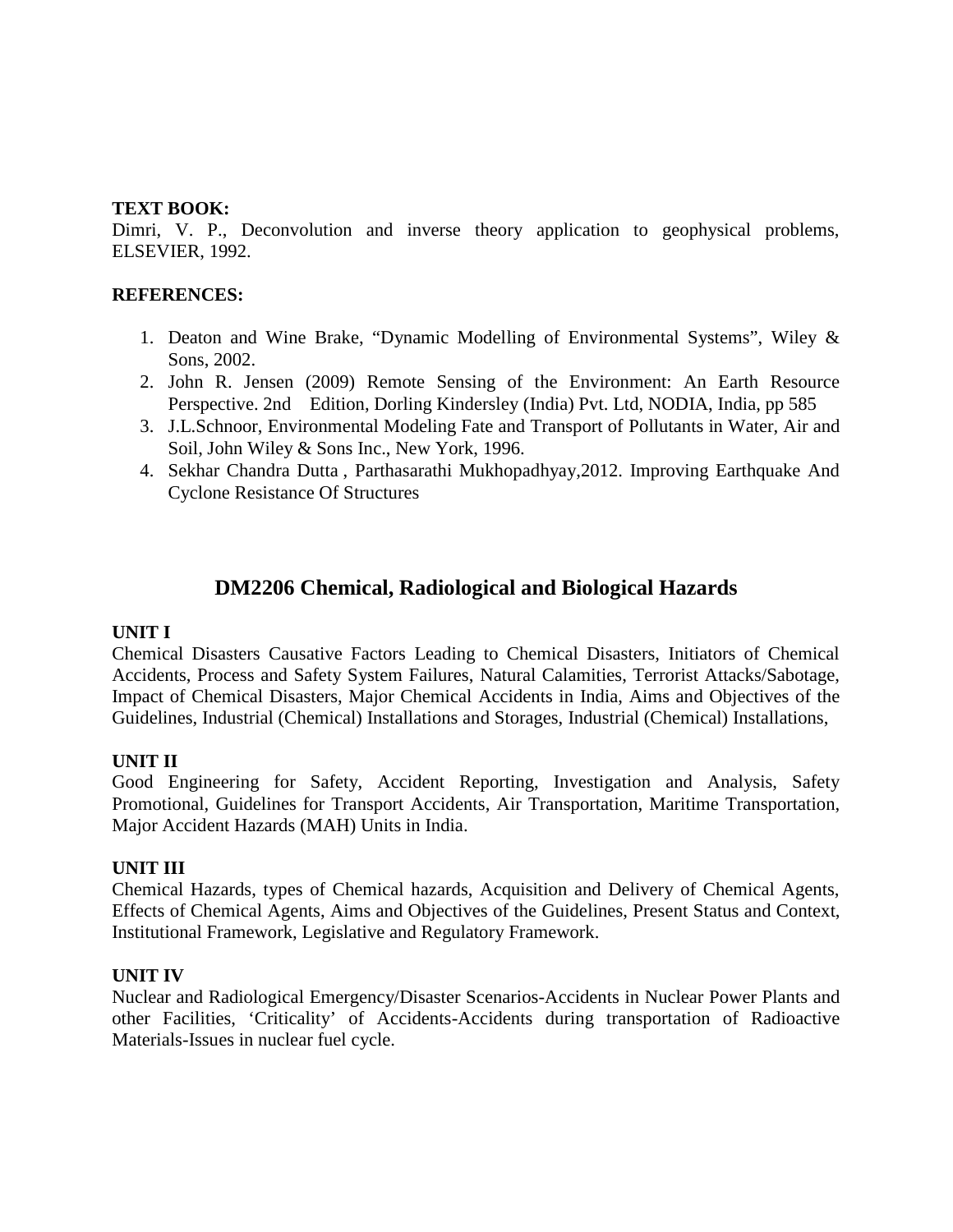**TEXT BOOK:**

Dimri, V. P., Deconvolution and inverse theory application to geophysical problems, ELSEVIER, 1992.

**REFERENCES:**

1. Deaton and Wine Brake, "Dynamic Modelling of Environmental Systems", Wiley & Sons, 2002.
2. John R. Jensen (2009) Remote Sensing of the Environment: An Earth Resource Perspective. 2nd Edition, Dorling Kindersley (India) Pvt. Ltd, NODIA, India, pp 585
3. J.L.Schnoor, Environmental Modeling Fate and Transport of Pollutants in Water, Air and Soil, John Wiley & Sons Inc., New York, 1996.
4. Sekhar Chandra Dutta , Parthasarathi Mukhopadhyay,2012. Improving Earthquake And Cyclone Resistance Of Structures

## DM2206 Chemical, Radiological and Biological Hazards

**UNIT I**

Chemical Disasters Causative Factors Leading to Chemical Disasters, Initiators of Chemical Accidents, Process and Safety System Failures, Natural Calamities, Terrorist Attacks/Sabotage, Impact of Chemical Disasters, Major Chemical Accidents in India, Aims and Objectives of the Guidelines, Industrial (Chemical) Installations and Storages, Industrial (Chemical) Installations,

**UNIT II**

Good Engineering for Safety, Accident Reporting, Investigation and Analysis, Safety Promotional, Guidelines for Transport Accidents, Air Transportation, Maritime Transportation, Major Accident Hazards (MAH) Units in India.

**UNIT III**

Chemical Hazards, types of Chemical hazards, Acquisition and Delivery of Chemical Agents, Effects of Chemical Agents, Aims and Objectives of the Guidelines, Present Status and Context, Institutional Framework, Legislative and Regulatory Framework.

**UNIT IV**

Nuclear and Radiological Emergency/Disaster Scenarios-Accidents in Nuclear Power Plants and other Facilities, 'Criticality' of Accidents-Accidents during transportation of Radioactive Materials-Issues in nuclear fuel cycle.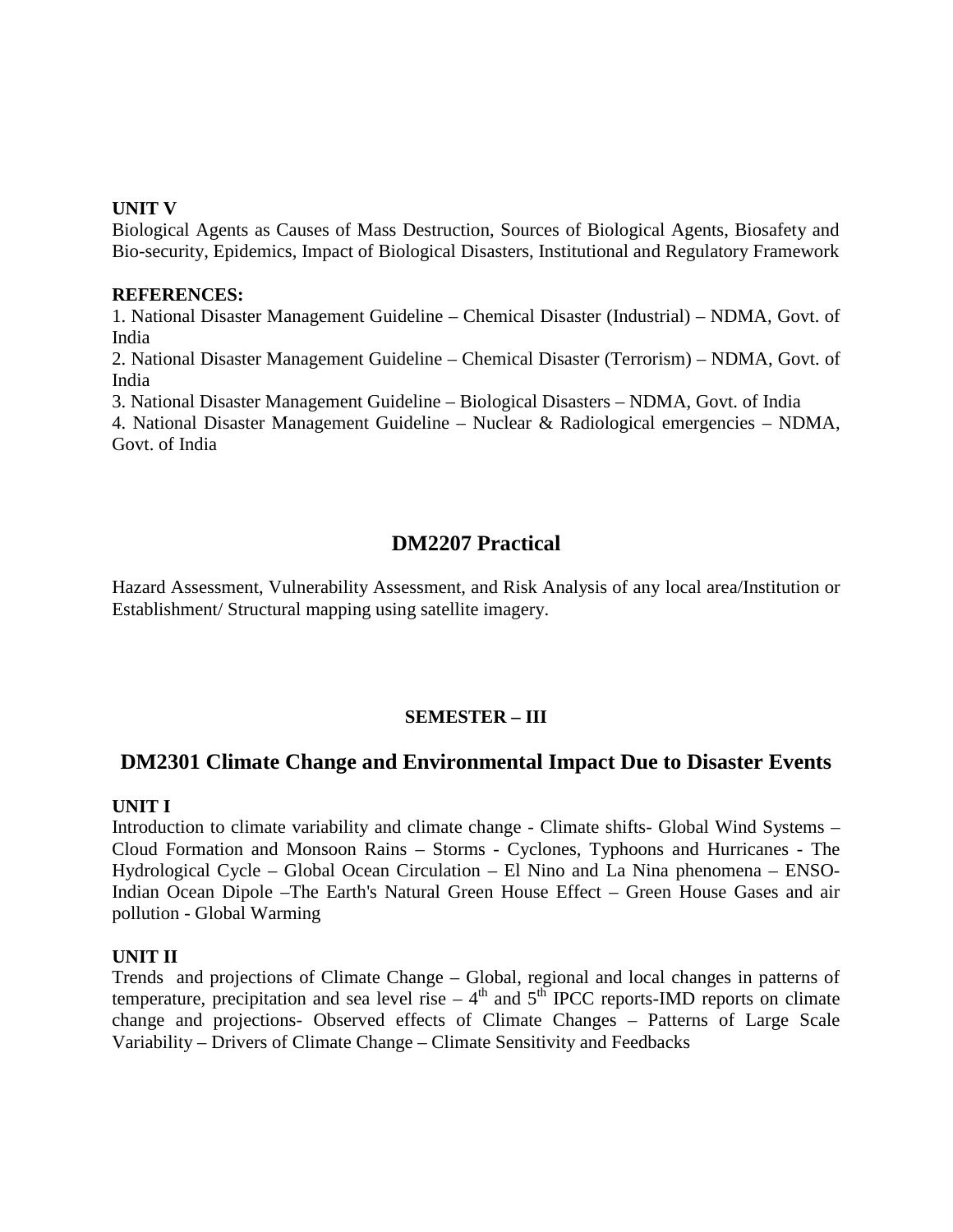**UNIT V**

Biological Agents as Causes of Mass Destruction, Sources of Biological Agents, Biosafety and Bio-security, Epidemics, Impact of Biological Disasters, Institutional and Regulatory Framework

**REFERENCES:**

1. National Disaster Management Guideline – Chemical Disaster (Industrial) – NDMA, Govt. of India
2. National Disaster Management Guideline – Chemical Disaster (Terrorism) – NDMA, Govt. of India
3. National Disaster Management Guideline – Biological Disasters – NDMA, Govt. of India
4. National Disaster Management Guideline – Nuclear & Radiological emergencies – NDMA, Govt. of India

## DM2207 Practical

Hazard Assessment, Vulnerability Assessment, and Risk Analysis of any local area/Institution or Establishment/ Structural mapping using satellite imagery.

**SEMESTER – III**

## DM2301 Climate Change and Environmental Impact Due to Disaster Events

**UNIT I**

Introduction to climate variability and climate change - Climate shifts- Global Wind Systems – Cloud Formation and Monsoon Rains – Storms - Cyclones, Typhoons and Hurricanes - The Hydrological Cycle – Global Ocean Circulation – El Nino and La Nina phenomena – ENSO-Indian Ocean Dipole –The Earth's Natural Green House Effect – Green House Gases and air pollution - Global Warming

**UNIT II**

Trends and projections of Climate Change – Global, regional and local changes in patterns of temperature, precipitation and sea level rise – 4th and 5th IPCC reports-IMD reports on climate change and projections- Observed effects of Climate Changes – Patterns of Large Scale Variability – Drivers of Climate Change – Climate Sensitivity and Feedbacks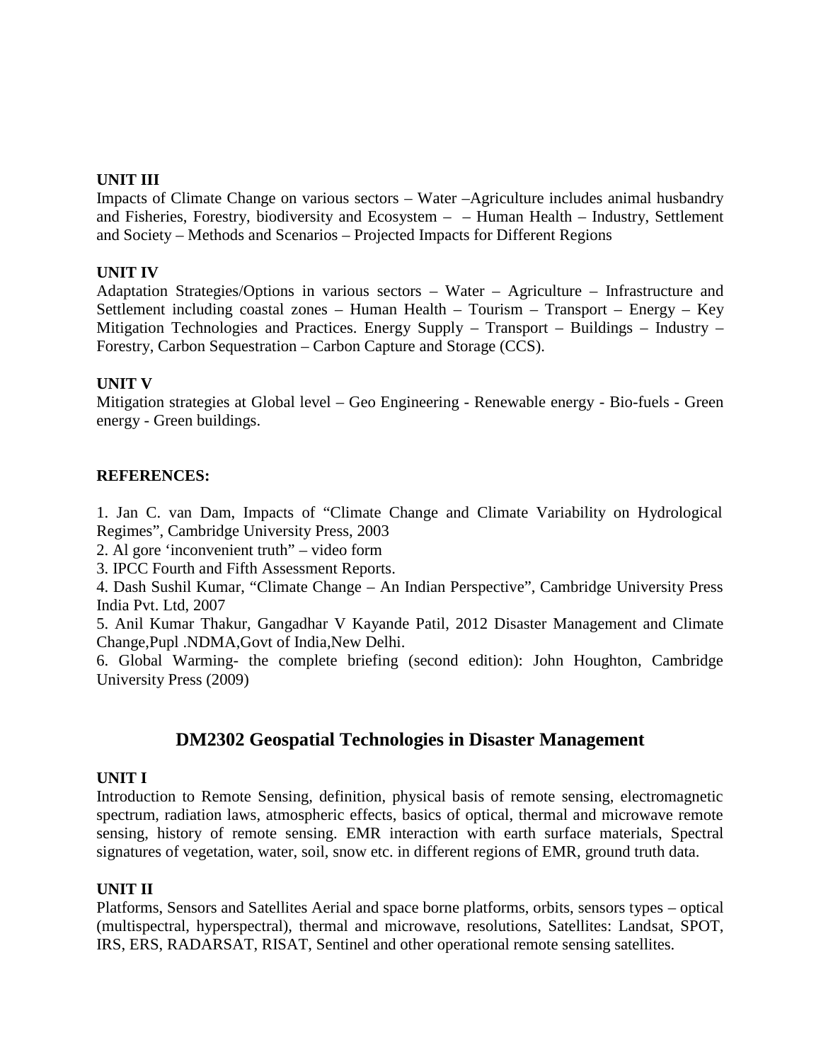**UNIT III**

Impacts of Climate Change on various sectors – Water –Agriculture includes animal husbandry and Fisheries, Forestry, biodiversity and Ecosystem – – Human Health – Industry, Settlement and Society – Methods and Scenarios – Projected Impacts for Different Regions

**UNIT IV**

Adaptation Strategies/Options in various sectors – Water – Agriculture – Infrastructure and Settlement including coastal zones – Human Health – Tourism – Transport – Energy – Key Mitigation Technologies and Practices. Energy Supply – Transport – Buildings – Industry – Forestry, Carbon Sequestration – Carbon Capture and Storage (CCS).

**UNIT V**

Mitigation strategies at Global level – Geo Engineering - Renewable energy - Bio-fuels - Green energy - Green buildings.

**REFERENCES:**

1. Jan C. van Dam, Impacts of "Climate Change and Climate Variability on Hydrological Regimes", Cambridge University Press, 2003
2. Al gore 'inconvenient truth" – video form
3. IPCC Fourth and Fifth Assessment Reports.
4. Dash Sushil Kumar, "Climate Change – An Indian Perspective", Cambridge University Press India Pvt. Ltd, 2007
5. Anil Kumar Thakur, Gangadhar V Kayande Patil, 2012 Disaster Management and Climate Change,Pupl .NDMA,Govt of India,New Delhi.
6. Global Warming- the complete briefing (second edition): John Houghton, Cambridge University Press (2009)

## DM2302 Geospatial Technologies in Disaster Management

**UNIT I**

Introduction to Remote Sensing, definition, physical basis of remote sensing, electromagnetic spectrum, radiation laws, atmospheric effects, basics of optical, thermal and microwave remote sensing, history of remote sensing. EMR interaction with earth surface materials, Spectral signatures of vegetation, water, soil, snow etc. in different regions of EMR, ground truth data.

**UNIT II**

Platforms, Sensors and Satellites Aerial and space borne platforms, orbits, sensors types – optical (multispectral, hyperspectral), thermal and microwave, resolutions, Satellites: Landsat, SPOT, IRS, ERS, RADARSAT, RISAT, Sentinel and other operational remote sensing satellites.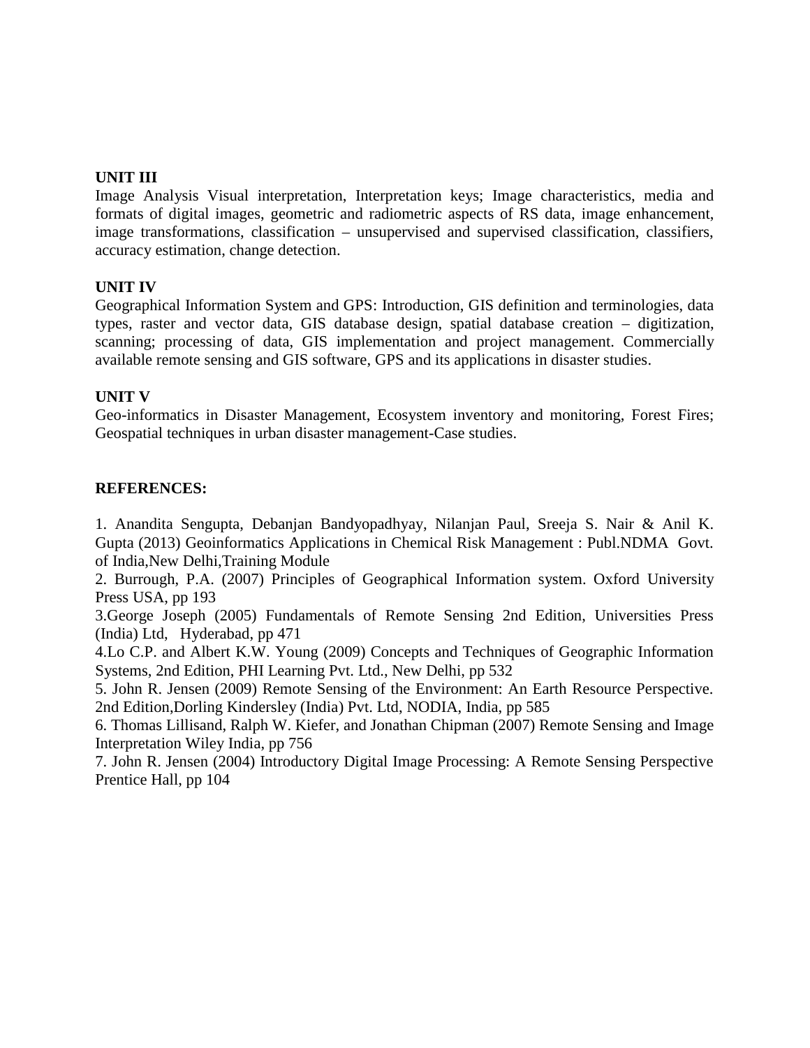**UNIT III**

Image Analysis Visual interpretation, Interpretation keys; Image characteristics, media and formats of digital images, geometric and radiometric aspects of RS data, image enhancement, image transformations, classification – unsupervised and supervised classification, classifiers, accuracy estimation, change detection.

**UNIT IV**

Geographical Information System and GPS: Introduction, GIS definition and terminologies, data types, raster and vector data, GIS database design, spatial database creation – digitization, scanning; processing of data, GIS implementation and project management. Commercially available remote sensing and GIS software, GPS and its applications in disaster studies.

**UNIT V**

Geo-informatics in Disaster Management, Ecosystem inventory and monitoring, Forest Fires; Geospatial techniques in urban disaster management-Case studies.

**REFERENCES:**

1. Anandita Sengupta, Debanjan Bandyopadhyay, Nilanjan Paul, Sreeja S. Nair & Anil K. Gupta (2013) Geoinformatics Applications in Chemical Risk Management : Publ.NDMA Govt. of India,New Delhi,Training Module
2. Burrough, P.A. (2007) Principles of Geographical Information system. Oxford University Press USA, pp 193
3. George Joseph (2005) Fundamentals of Remote Sensing 2nd Edition, Universities Press (India) Ltd, Hyderabad, pp 471
4. Lo C.P. and Albert K.W. Young (2009) Concepts and Techniques of Geographic Information Systems, 2nd Edition, PHI Learning Pvt. Ltd., New Delhi, pp 532
5. John R. Jensen (2009) Remote Sensing of the Environment: An Earth Resource Perspective. 2nd Edition,Dorling Kindersley (India) Pvt. Ltd, NODIA, India, pp 585
6. Thomas Lillisand, Ralph W. Kiefer, and Jonathan Chipman (2007) Remote Sensing and Image Interpretation Wiley India, pp 756
7. John R. Jensen (2004) Introductory Digital Image Processing: A Remote Sensing Perspective Prentice Hall, pp 104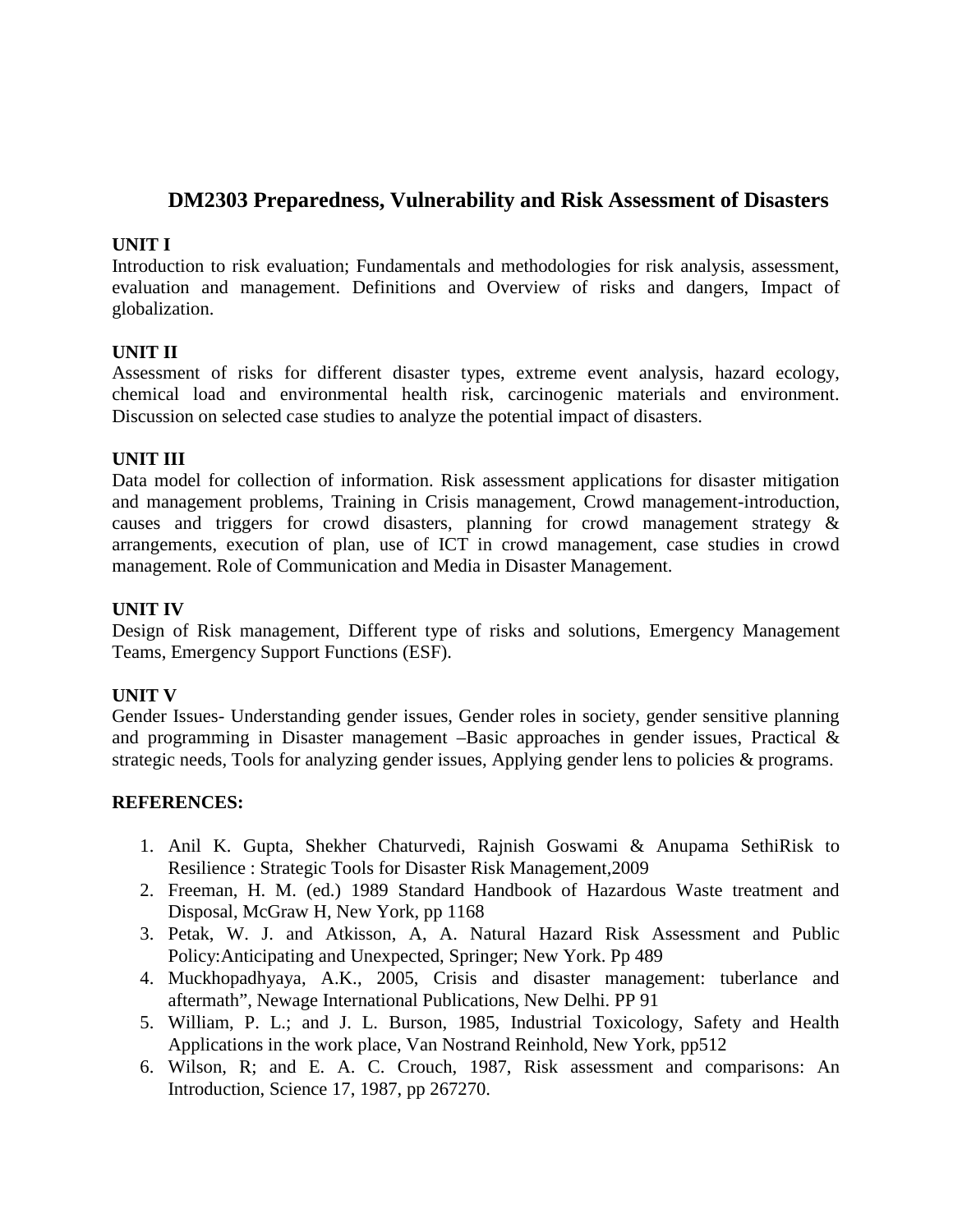## DM2303 Preparedness, Vulnerability and Risk Assessment of Disasters

**UNIT I**

Introduction to risk evaluation; Fundamentals and methodologies for risk analysis, assessment, evaluation and management. Definitions and Overview of risks and dangers, Impact of globalization.

**UNIT II**

Assessment of risks for different disaster types, extreme event analysis, hazard ecology, chemical load and environmental health risk, carcinogenic materials and environment. Discussion on selected case studies to analyze the potential impact of disasters.

**UNIT III**

Data model for collection of information. Risk assessment applications for disaster mitigation and management problems, Training in Crisis management, Crowd management-introduction, causes and triggers for crowd disasters, planning for crowd management strategy & arrangements, execution of plan, use of ICT in crowd management, case studies in crowd management. Role of Communication and Media in Disaster Management.

**UNIT IV**

Design of Risk management, Different type of risks and solutions, Emergency Management Teams, Emergency Support Functions (ESF).

**UNIT V**

Gender Issues- Understanding gender issues, Gender roles in society, gender sensitive planning and programming in Disaster management –Basic approaches in gender issues, Practical & strategic needs, Tools for analyzing gender issues, Applying gender lens to policies & programs.

**REFERENCES:**

1. Anil K. Gupta, Shekher Chaturvedi, Rajnish Goswami & Anupama SethiRisk to Resilience : Strategic Tools for Disaster Risk Management,2009
2. Freeman, H. M. (ed.) 1989 Standard Handbook of Hazardous Waste treatment and Disposal, McGraw H, New York, pp 1168
3. Petak, W. J. and Atkisson, A, A. Natural Hazard Risk Assessment and Public Policy:Anticipating and Unexpected, Springer; New York. Pp 489
4. Muckhopadhyaya, A.K., 2005, Crisis and disaster management: tuberlance and aftermath", Newage International Publications, New Delhi. PP 91
5. William, P. L.; and J. L. Burson, 1985, Industrial Toxicology, Safety and Health Applications in the work place, Van Nostrand Reinhold, New York, pp512
6. Wilson, R; and E. A. C. Crouch, 1987, Risk assessment and comparisons: An Introduction, Science 17, 1987, pp 267270.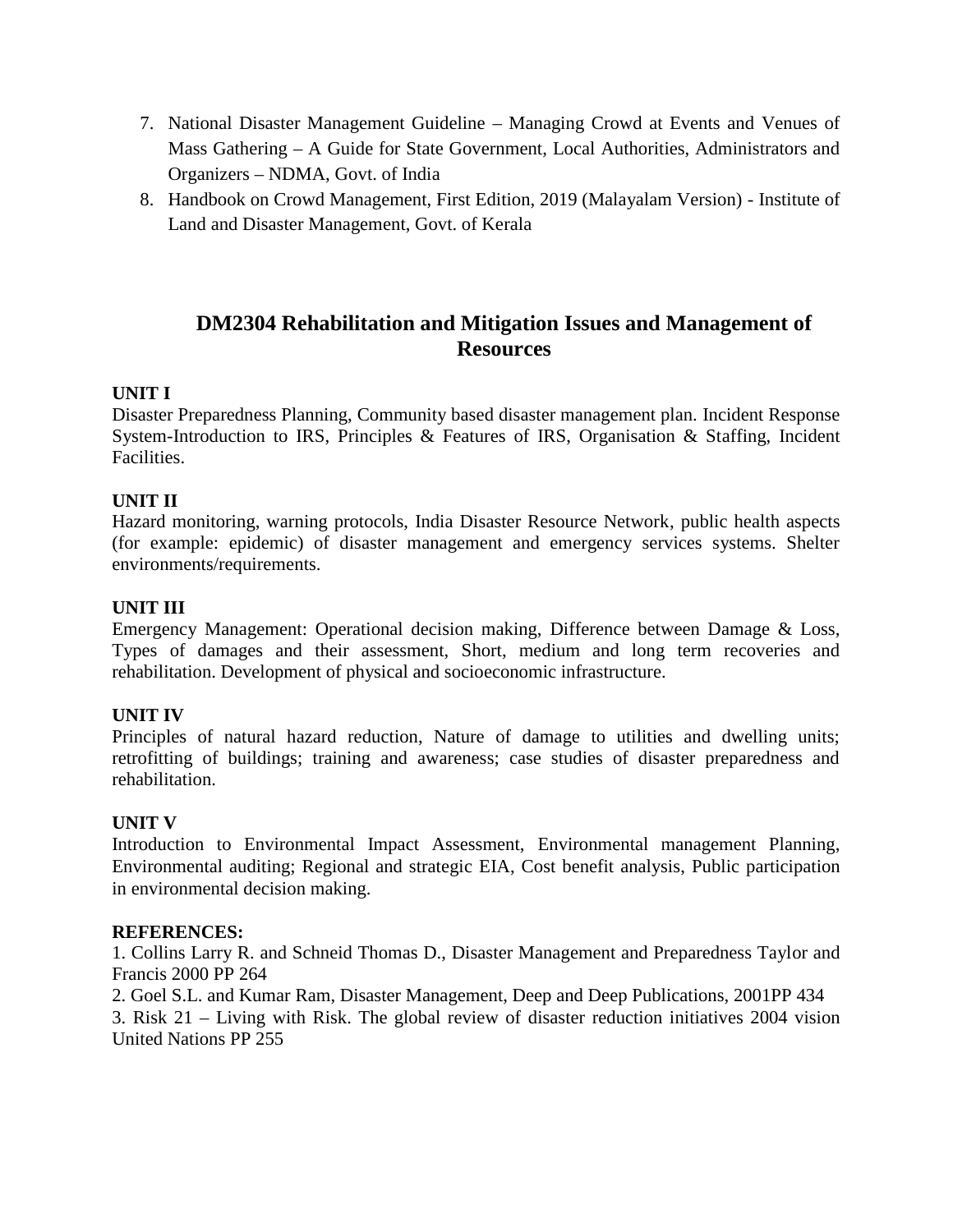7. National Disaster Management Guideline – Managing Crowd at Events and Venues of Mass Gathering – A Guide for State Government, Local Authorities, Administrators and Organizers – NDMA, Govt. of India
8. Handbook on Crowd Management, First Edition, 2019 (Malayalam Version) - Institute of Land and Disaster Management, Govt. of Kerala

## DM2304 Rehabilitation and Mitigation Issues and Management of Resources

**UNIT I**

Disaster Preparedness Planning, Community based disaster management plan. Incident Response System-Introduction to IRS, Principles & Features of IRS, Organisation & Staffing, Incident Facilities.

**UNIT II**

Hazard monitoring, warning protocols, India Disaster Resource Network, public health aspects (for example: epidemic) of disaster management and emergency services systems. Shelter environments/requirements.

**UNIT III**

Emergency Management: Operational decision making, Difference between Damage & Loss, Types of damages and their assessment, Short, medium and long term recoveries and rehabilitation. Development of physical and socioeconomic infrastructure.

**UNIT IV**

Principles of natural hazard reduction, Nature of damage to utilities and dwelling units; retrofitting of buildings; training and awareness; case studies of disaster preparedness and rehabilitation.

**UNIT V**

Introduction to Environmental Impact Assessment, Environmental management Planning, Environmental auditing; Regional and strategic EIA, Cost benefit analysis, Public participation in environmental decision making.

**REFERENCES:**

1. Collins Larry R. and Schneid Thomas D., Disaster Management and Preparedness Taylor and Francis 2000 PP 264
2. Goel S.L. and Kumar Ram, Disaster Management, Deep and Deep Publications, 2001PP 434
3. Risk 21 – Living with Risk. The global review of disaster reduction initiatives 2004 vision United Nations PP 255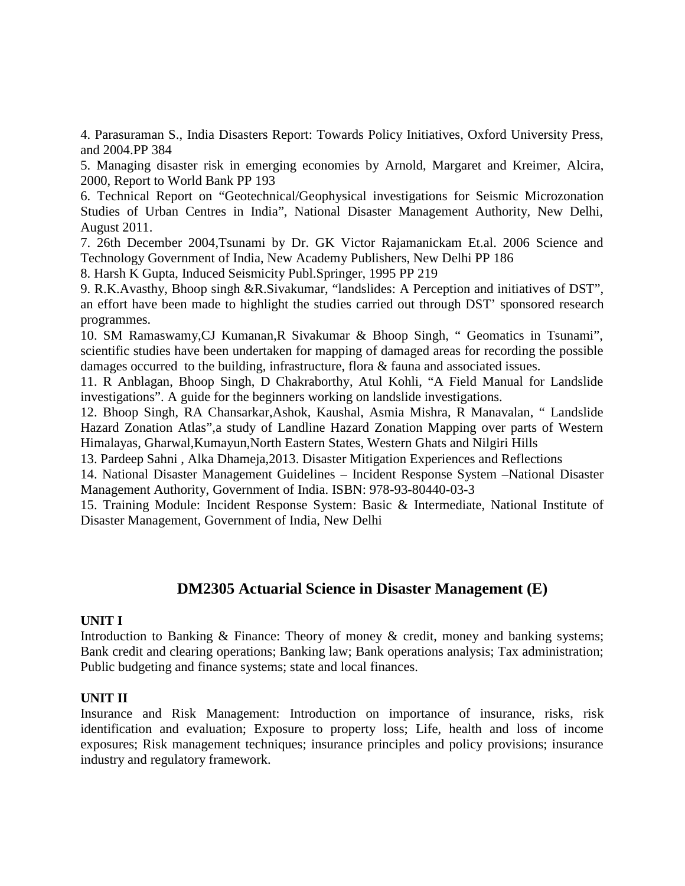4. Parasuraman S., India Disasters Report: Towards Policy Initiatives, Oxford University Press, and 2004.PP 384

5. Managing disaster risk in emerging economies by Arnold, Margaret and Kreimer, Alcira, 2000, Report to World Bank PP 193

6. Technical Report on "Geotechnical/Geophysical investigations for Seismic Microzonation Studies of Urban Centres in India", National Disaster Management Authority, New Delhi, August 2011.

7. 26th December 2004,Tsunami by Dr. GK Victor Rajamanickam Et.al. 2006 Science and Technology Government of India, New Academy Publishers, New Delhi PP 186

8. Harsh K Gupta, Induced Seismicity Publ.Springer, 1995 PP 219

9. R.K.Avasthy, Bhoop singh &R.Sivakumar, "landslides: A Perception and initiatives of DST", an effort have been made to highlight the studies carried out through DST' sponsored research programmes.

10. SM Ramaswamy,CJ Kumanan,R Sivakumar & Bhoop Singh, " Geomatics in Tsunami", scientific studies have been undertaken for mapping of damaged areas for recording the possible damages occurred to the building, infrastructure, flora & fauna and associated issues.

11. R Anblagan, Bhoop Singh, D Chakraborthy, Atul Kohli, "A Field Manual for Landslide investigations". A guide for the beginners working on landslide investigations.

12. Bhoop Singh, RA Chansarkar,Ashok, Kaushal, Asmia Mishra, R Manavalan, " Landslide Hazard Zonation Atlas",a study of Landline Hazard Zonation Mapping over parts of Western Himalayas, Gharwal,Kumayun,North Eastern States, Western Ghats and Nilgiri Hills

13. Pardeep Sahni , Alka Dhameja,2013. Disaster Mitigation Experiences and Reflections

14. National Disaster Management Guidelines – Incident Response System –National Disaster Management Authority, Government of India. ISBN: 978-93-80440-03-3

15. Training Module: Incident Response System: Basic & Intermediate, National Institute of Disaster Management, Government of India, New Delhi

## DM2305 Actuarial Science in Disaster Management (E)

**UNIT I**

Introduction to Banking & Finance: Theory of money & credit, money and banking systems; Bank credit and clearing operations; Banking law; Bank operations analysis; Tax administration; Public budgeting and finance systems; state and local finances.

**UNIT II**

Insurance and Risk Management: Introduction on importance of insurance, risks, risk identification and evaluation; Exposure to property loss; Life, health and loss of income exposures; Risk management techniques; insurance principles and policy provisions; insurance industry and regulatory framework.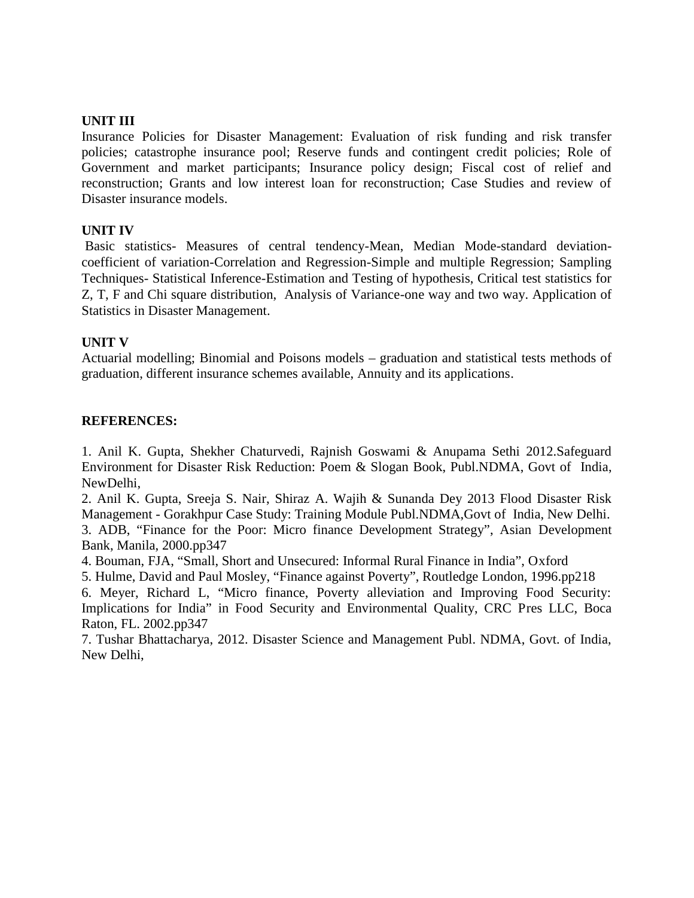**UNIT III**

Insurance Policies for Disaster Management: Evaluation of risk funding and risk transfer policies; catastrophe insurance pool; Reserve funds and contingent credit policies; Role of Government and market participants; Insurance policy design; Fiscal cost of relief and reconstruction; Grants and low interest loan for reconstruction; Case Studies and review of Disaster insurance models.

**UNIT IV**

Basic statistics- Measures of central tendency-Mean, Median Mode-standard deviation-coefficient of variation-Correlation and Regression-Simple and multiple Regression; Sampling Techniques- Statistical Inference-Estimation and Testing of hypothesis, Critical test statistics for Z, T, F and Chi square distribution, Analysis of Variance-one way and two way. Application of Statistics in Disaster Management.

**UNIT V**

Actuarial modelling; Binomial and Poisons models – graduation and statistical tests methods of graduation, different insurance schemes available, Annuity and its applications.

**REFERENCES:**

1. Anil K. Gupta, Shekher Chaturvedi, Rajnish Goswami & Anupama Sethi 2012.Safeguard Environment for Disaster Risk Reduction: Poem & Slogan Book, Publ.NDMA, Govt of India, NewDelhi,
2. Anil K. Gupta, Sreeja S. Nair, Shiraz A. Wajih & Sunanda Dey 2013 Flood Disaster Risk Management - Gorakhpur Case Study: Training Module Publ.NDMA,Govt of India, New Delhi.
3. ADB, "Finance for the Poor: Micro finance Development Strategy", Asian Development Bank, Manila, 2000.pp347
4. Bouman, FJA, "Small, Short and Unsecured: Informal Rural Finance in India", Oxford
5. Hulme, David and Paul Mosley, "Finance against Poverty", Routledge London, 1996.pp218
6. Meyer, Richard L, "Micro finance, Poverty alleviation and Improving Food Security: Implications for India" in Food Security and Environmental Quality, CRC Pres LLC, Boca Raton, FL. 2002.pp347
7. Tushar Bhattacharya, 2012. Disaster Science and Management Publ. NDMA, Govt. of India, New Delhi,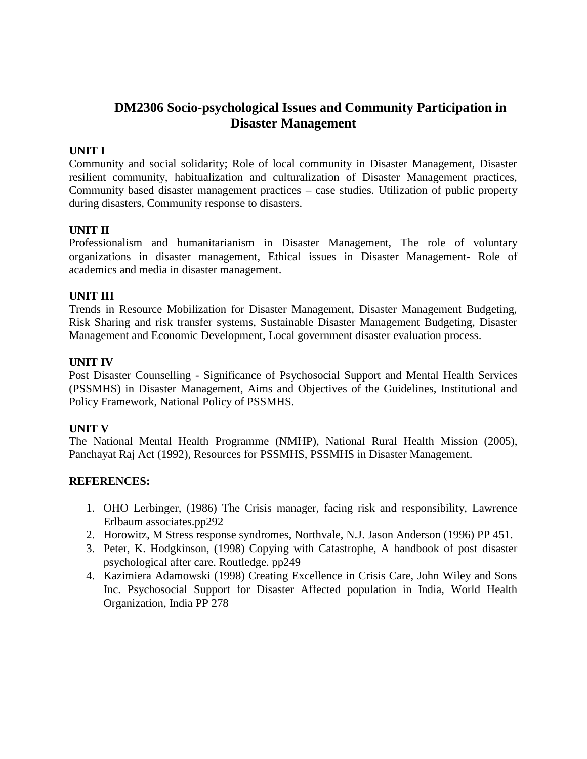# DM2306 Socio-psychological Issues and Community Participation in Disaster Management

**UNIT I**

Community and social solidarity; Role of local community in Disaster Management, Disaster resilient community, habitualization and culturalization of Disaster Management practices, Community based disaster management practices – case studies. Utilization of public property during disasters, Community response to disasters.

**UNIT II**

Professionalism and humanitarianism in Disaster Management, The role of voluntary organizations in disaster management, Ethical issues in Disaster Management- Role of academics and media in disaster management.

**UNIT III**

Trends in Resource Mobilization for Disaster Management, Disaster Management Budgeting, Risk Sharing and risk transfer systems, Sustainable Disaster Management Budgeting, Disaster Management and Economic Development, Local government disaster evaluation process.

**UNIT IV**

Post Disaster Counselling - Significance of Psychosocial Support and Mental Health Services (PSSMHS) in Disaster Management, Aims and Objectives of the Guidelines, Institutional and Policy Framework, National Policy of PSSMHS.

**UNIT V**

The National Mental Health Programme (NMHP), National Rural Health Mission (2005), Panchayat Raj Act (1992), Resources for PSSMHS, PSSMHS in Disaster Management.

**REFERENCES:**

1. OHO Lerbinger, (1986) The Crisis manager, facing risk and responsibility, Lawrence Erlbaum associates.pp292
2. Horowitz, M Stress response syndromes, Northvale, N.J. Jason Anderson (1996) PP 451.
3. Peter, K. Hodgkinson, (1998) Copying with Catastrophe, A handbook of post disaster psychological after care. Routledge. pp249
4. Kazimiera Adamowski (1998) Creating Excellence in Crisis Care, John Wiley and Sons Inc. Psychosocial Support for Disaster Affected population in India, World Health Organization, India PP 278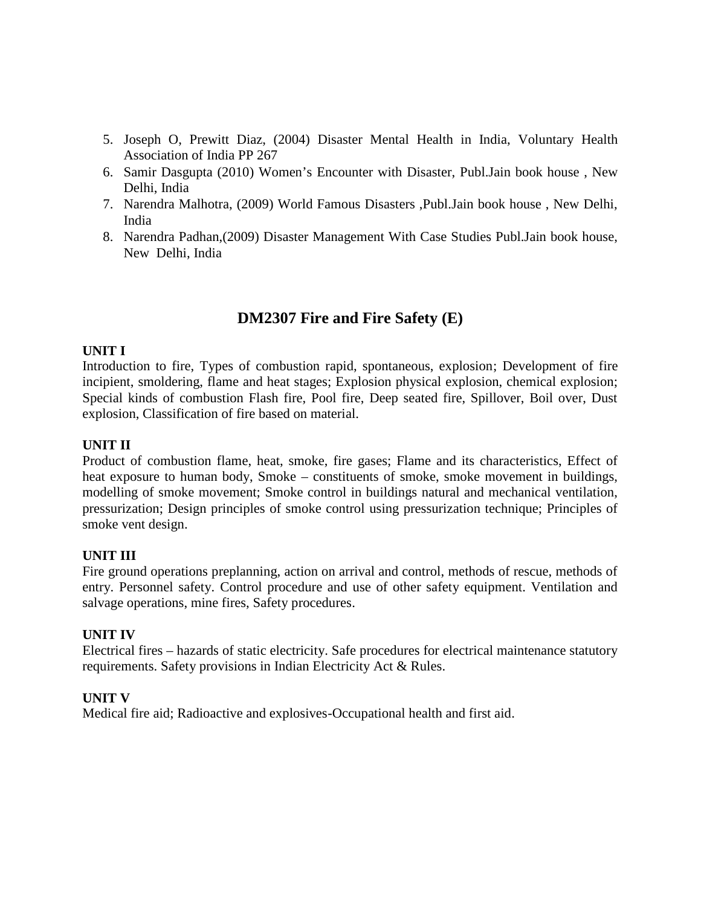5. Joseph O, Prewitt Diaz, (2004) Disaster Mental Health in India, Voluntary Health Association of India PP 267
6. Samir Dasgupta (2010) Women's Encounter with Disaster, Publ.Jain book house , New Delhi, India
7. Narendra Malhotra, (2009) World Famous Disasters ,Publ.Jain book house , New Delhi, India
8. Narendra Padhan,(2009) Disaster Management With Case Studies Publ.Jain book house, New Delhi, India

## DM2307 Fire and Fire Safety (E)

**UNIT I**

Introduction to fire, Types of combustion rapid, spontaneous, explosion; Development of fire incipient, smoldering, flame and heat stages; Explosion physical explosion, chemical explosion; Special kinds of combustion Flash fire, Pool fire, Deep seated fire, Spillover, Boil over, Dust explosion, Classification of fire based on material.

**UNIT II**

Product of combustion flame, heat, smoke, fire gases; Flame and its characteristics, Effect of heat exposure to human body, Smoke – constituents of smoke, smoke movement in buildings, modelling of smoke movement; Smoke control in buildings natural and mechanical ventilation, pressurization; Design principles of smoke control using pressurization technique; Principles of smoke vent design.

**UNIT III**

Fire ground operations preplanning, action on arrival and control, methods of rescue, methods of entry. Personnel safety. Control procedure and use of other safety equipment. Ventilation and salvage operations, mine fires, Safety procedures.

**UNIT IV**

Electrical fires – hazards of static electricity. Safe procedures for electrical maintenance statutory requirements. Safety provisions in Indian Electricity Act & Rules.

**UNIT V**

Medical fire aid; Radioactive and explosives-Occupational health and first aid.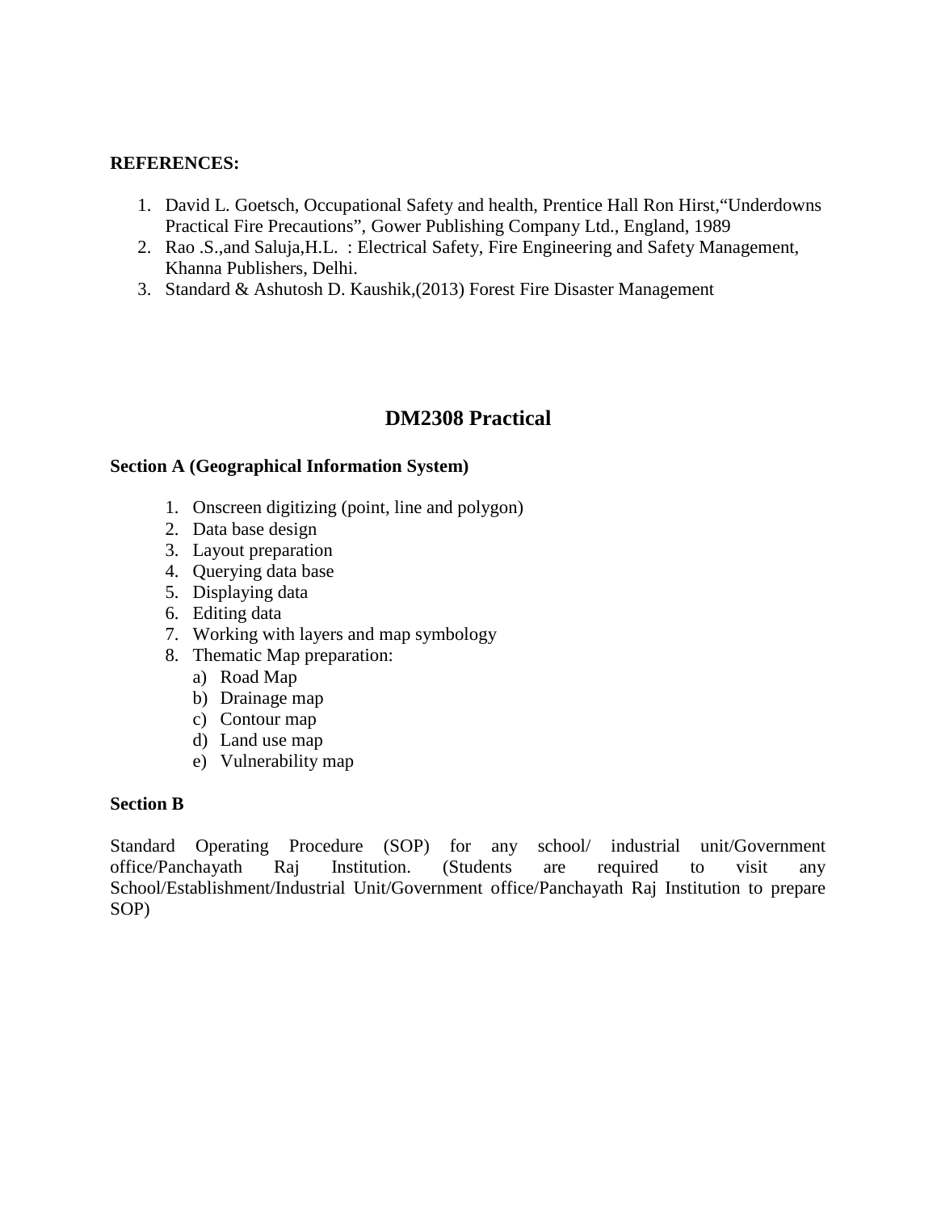**REFERENCES:**

1. David L. Goetsch, Occupational Safety and health, Prentice Hall Ron Hirst,"Underdowns Practical Fire Precautions", Gower Publishing Company Ltd., England, 1989
2. Rao .S.,and Saluja,H.L. : Electrical Safety, Fire Engineering and Safety Management, Khanna Publishers, Delhi.
3. Standard & Ashutosh D. Kaushik,(2013) Forest Fire Disaster Management

## DM2308 Practical

**Section A (Geographical Information System)**

1. Onscreen digitizing (point, line and polygon)
2. Data base design
3. Layout preparation
4. Querying data base
5. Displaying data
6. Editing data
7. Working with layers and map symbology
8. Thematic Map preparation:
   a) Road Map
   b) Drainage map
   c) Contour map
   d) Land use map
   e) Vulnerability map

**Section B**

Standard Operating Procedure (SOP) for any school/ industrial unit/Government office/Panchayath Raj Institution. (Students are required to visit any School/Establishment/Industrial Unit/Government office/Panchayath Raj Institution to prepare SOP)